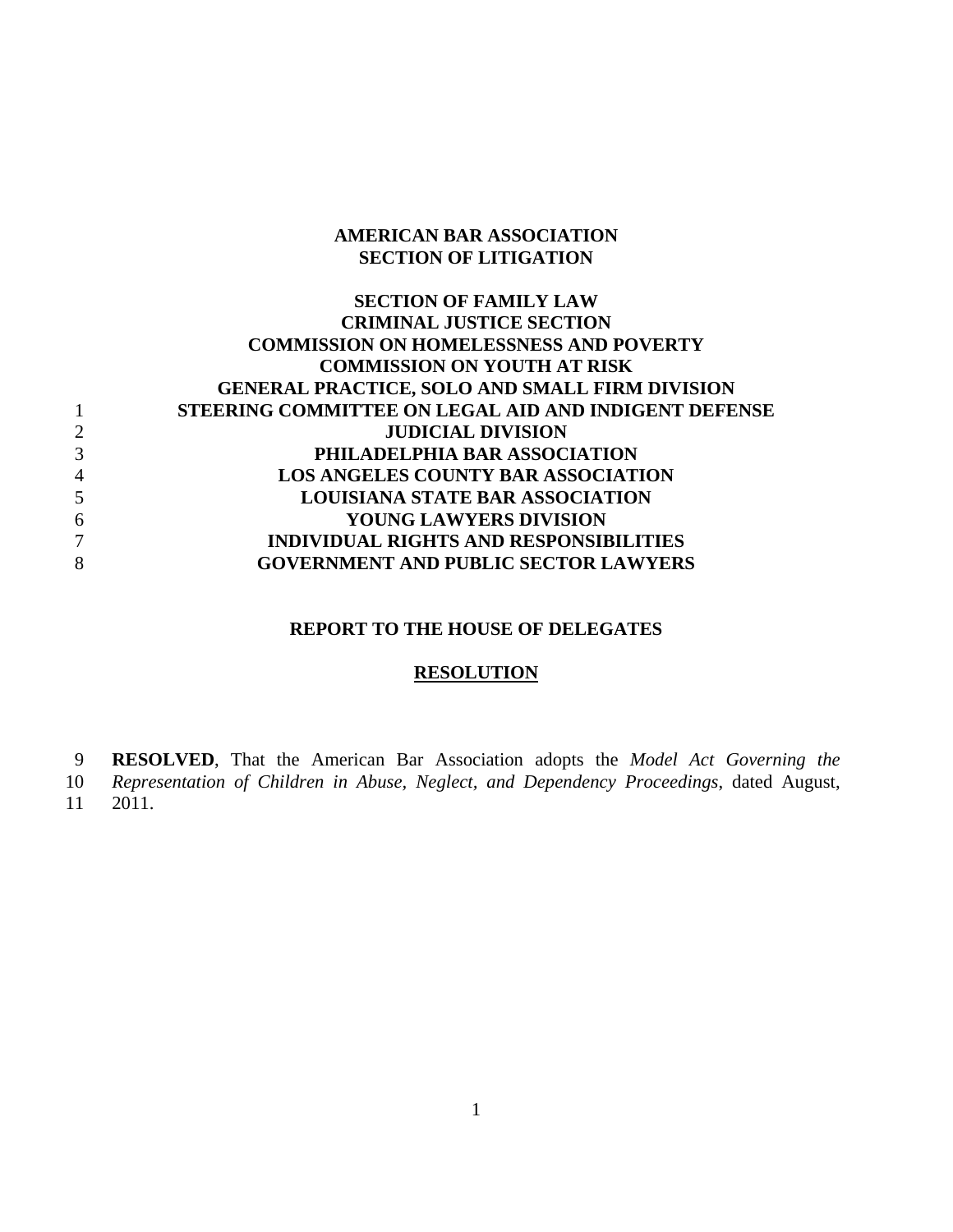**AMERICAN BAR ASSOCIATION**
**SECTION OF LITIGATION**

**SECTION OF FAMILY LAW**
**CRIMINAL JUSTICE SECTION**
**COMMISSION ON HOMELESSNESS AND POVERTY**
**COMMISSION ON YOUTH AT RISK**
**GENERAL PRACTICE, SOLO AND SMALL FIRM DIVISION**
**STEERING COMMITTEE ON LEGAL AID AND INDIGENT DEFENSE**
**JUDICIAL DIVISION**
**PHILADELPHIA BAR ASSOCIATION**
**LOS ANGELES COUNTY BAR ASSOCIATION**
**LOUISIANA STATE BAR ASSOCIATION**
**YOUNG LAWYERS DIVISION**
**INDIVIDUAL RIGHTS AND RESPONSIBILITIES**
**GOVERNMENT AND PUBLIC SECTOR LAWYERS**

**REPORT TO THE HOUSE OF DELEGATES**

**RESOLUTION**

**RESOLVED**, That the American Bar Association adopts the *Model Act Governing the Representation of Children in Abuse, Neglect, and Dependency Proceedings*, dated August, 2011.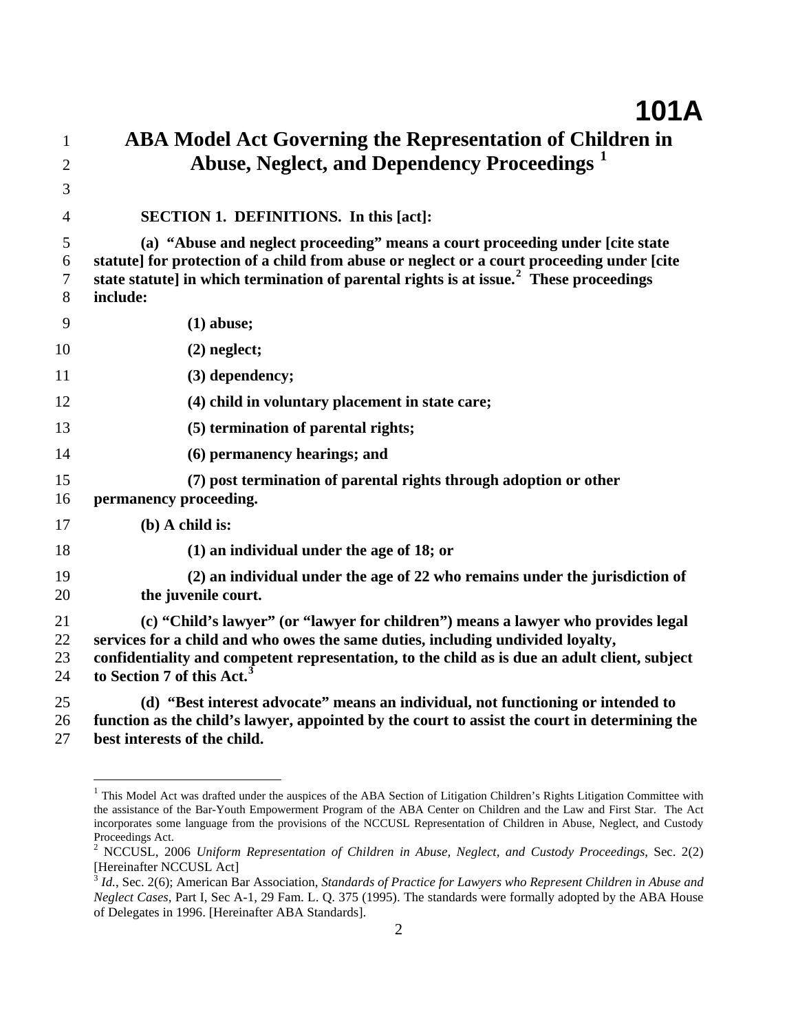# ABA Model Act Governing the Representation of Children in Abuse, Neglect, and Dependency Proceedings [1]

**SECTION 1. DEFINITIONS. In this [act]:**

**(a) "Abuse and neglect proceeding" means a court proceeding under [cite state statute] for protection of a child from abuse or neglect or a court proceeding under [cite state statute] in which termination of parental rights is at issue.[2] These proceedings include:**

**(1) abuse;**

**(2) neglect;**

**(3) dependency;**

**(4) child in voluntary placement in state care;**

**(5) termination of parental rights;**

**(6) permanency hearings; and**

**(7) post termination of parental rights through adoption or other permanency proceeding.**

**(b) A child is:**

**(1) an individual under the age of 18; or**

**(2) an individual under the age of 22 who remains under the jurisdiction of the juvenile court.**

**(c) "Child's lawyer" (or "lawyer for children") means a lawyer who provides legal services for a child and who owes the same duties, including undivided loyalty, confidentiality and competent representation, to the child as is due an adult client, subject to Section 7 of this Act.[3]**

**(d) "Best interest advocate" means an individual, not functioning or intended to function as the child's lawyer, appointed by the court to assist the court in determining the best interests of the child.**

---

[1] This Model Act was drafted under the auspices of the ABA Section of Litigation Children's Rights Litigation Committee with the assistance of the Bar-Youth Empowerment Program of the ABA Center on Children and the Law and First Star. The Act incorporates some language from the provisions of the NCCUSL Representation of Children in Abuse, Neglect, and Custody Proceedings Act.

[2] NCCUSL, 2006 *Uniform Representation of Children in Abuse, Neglect, and Custody Proceedings*, Sec. 2(2) [Hereinafter NCCUSL Act]

[3] *Id.*, Sec. 2(6); American Bar Association, *Standards of Practice for Lawyers who Represent Children in Abuse and Neglect Cases*, Part I, Sec A-1, 29 Fam. L. Q. 375 (1995). The standards were formally adopted by the ABA House of Delegates in 1996. [Hereinafter ABA Standards].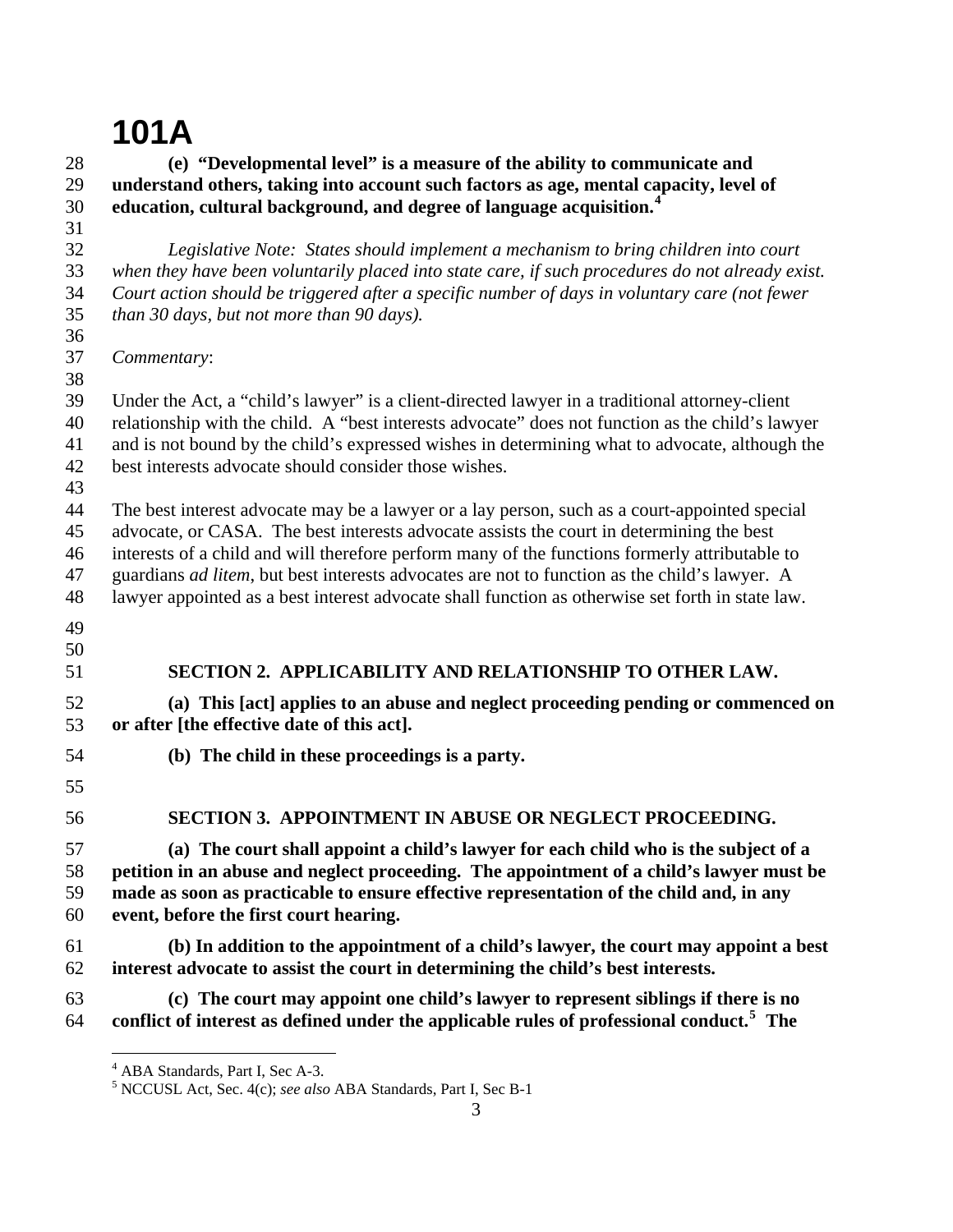**(e) "Developmental level" is a measure of the ability to communicate and understand others, taking into account such factors as age, mental capacity, level of education, cultural background, and degree of language acquisition.**[4]

*Legislative Note: States should implement a mechanism to bring children into court when they have been voluntarily placed into state care, if such procedures do not already exist. Court action should be triggered after a specific number of days in voluntary care (not fewer than 30 days, but not more than 90 days).*

*Commentary*:

Under the Act, a "child's lawyer" is a client-directed lawyer in a traditional attorney-client relationship with the child. A "best interests advocate" does not function as the child's lawyer and is not bound by the child's expressed wishes in determining what to advocate, although the best interests advocate should consider those wishes.

The best interest advocate may be a lawyer or a lay person, such as a court-appointed special advocate, or CASA. The best interests advocate assists the court in determining the best interests of a child and will therefore perform many of the functions formerly attributable to guardians *ad litem*, but best interests advocates are not to function as the child's lawyer. A lawyer appointed as a best interest advocate shall function as otherwise set forth in state law.

## SECTION 2. APPLICABILITY AND RELATIONSHIP TO OTHER LAW.

**(a) This [act] applies to an abuse and neglect proceeding pending or commenced on or after [the effective date of this act].**

**(b) The child in these proceedings is a party.**

## SECTION 3. APPOINTMENT IN ABUSE OR NEGLECT PROCEEDING.

**(a) The court shall appoint a child's lawyer for each child who is the subject of a petition in an abuse and neglect proceeding. The appointment of a child's lawyer must be made as soon as practicable to ensure effective representation of the child and, in any event, before the first court hearing.**

**(b) In addition to the appointment of a child's lawyer, the court may appoint a best interest advocate to assist the court in determining the child's best interests.**

**(c) The court may appoint one child's lawyer to represent siblings if there is no conflict of interest as defined under the applicable rules of professional conduct.**[5] **The**

---

[4] ABA Standards, Part I, Sec A-3.

[5] NCCUSL Act, Sec. 4(c); *see also* ABA Standards, Part I, Sec B-1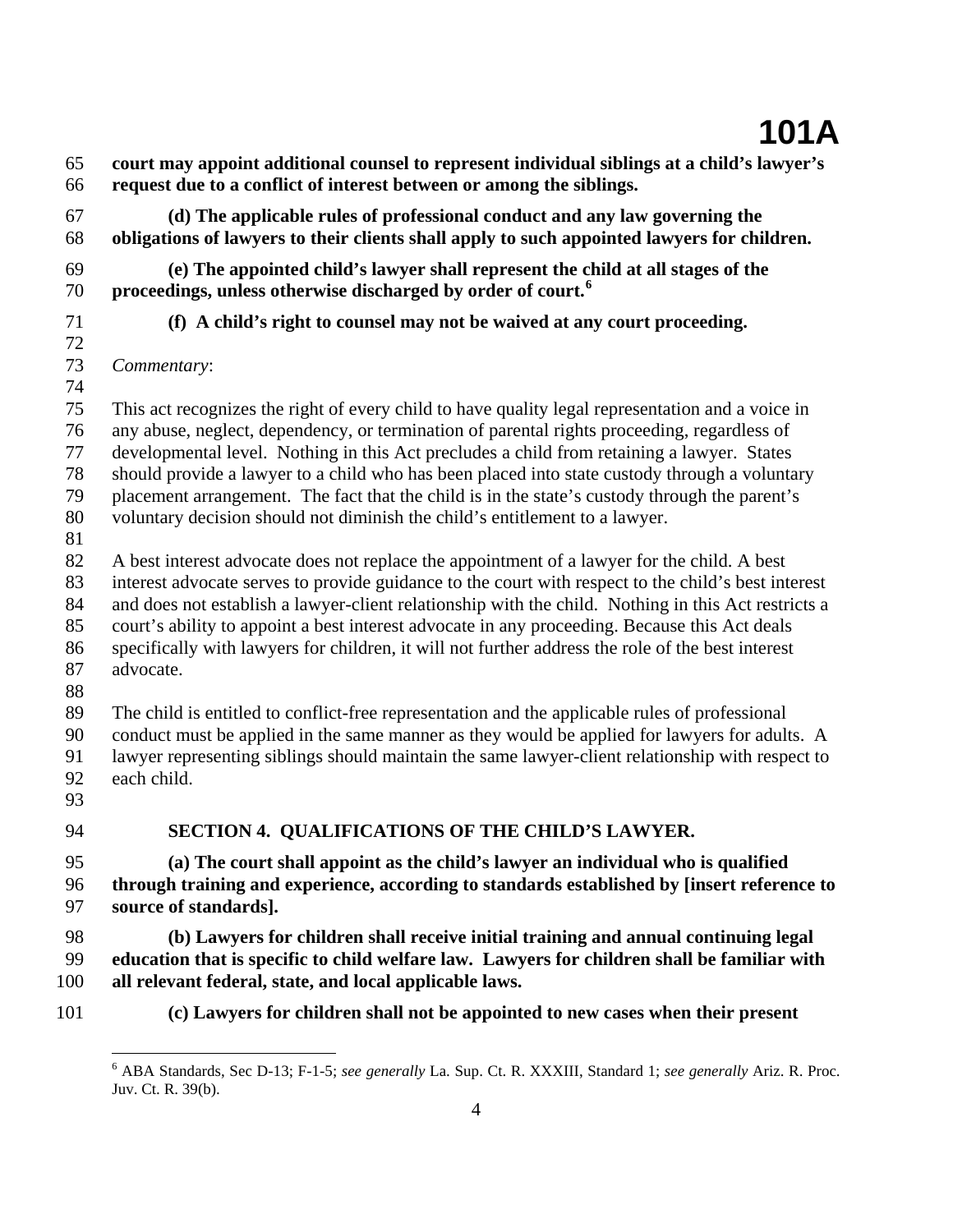**court may appoint additional counsel to represent individual siblings at a child's lawyer's request due to a conflict of interest between or among the siblings.**

**(d) The applicable rules of professional conduct and any law governing the obligations of lawyers to their clients shall apply to such appointed lawyers for children.**

**(e) The appointed child's lawyer shall represent the child at all stages of the proceedings, unless otherwise discharged by order of court.[6]**

**(f) A child's right to counsel may not be waived at any court proceeding.**

*Commentary*:

This act recognizes the right of every child to have quality legal representation and a voice in any abuse, neglect, dependency, or termination of parental rights proceeding, regardless of developmental level. Nothing in this Act precludes a child from retaining a lawyer. States should provide a lawyer to a child who has been placed into state custody through a voluntary placement arrangement. The fact that the child is in the state's custody through the parent's voluntary decision should not diminish the child's entitlement to a lawyer.

A best interest advocate does not replace the appointment of a lawyer for the child. A best interest advocate serves to provide guidance to the court with respect to the child's best interest and does not establish a lawyer-client relationship with the child. Nothing in this Act restricts a court's ability to appoint a best interest advocate in any proceeding. Because this Act deals specifically with lawyers for children, it will not further address the role of the best interest advocate.

The child is entitled to conflict-free representation and the applicable rules of professional conduct must be applied in the same manner as they would be applied for lawyers for adults. A lawyer representing siblings should maintain the same lawyer-client relationship with respect to each child.

## SECTION 4. QUALIFICATIONS OF THE CHILD'S LAWYER.

**(a) The court shall appoint as the child's lawyer an individual who is qualified through training and experience, according to standards established by [insert reference to source of standards].**

**(b) Lawyers for children shall receive initial training and annual continuing legal education that is specific to child welfare law. Lawyers for children shall be familiar with all relevant federal, state, and local applicable laws.**

**(c) Lawyers for children shall not be appointed to new cases when their present**

---

[6] ABA Standards, Sec D-13; F-1-5; *see generally* La. Sup. Ct. R. XXXIII, Standard 1; *see generally* Ariz. R. Proc. Juv. Ct. R. 39(b).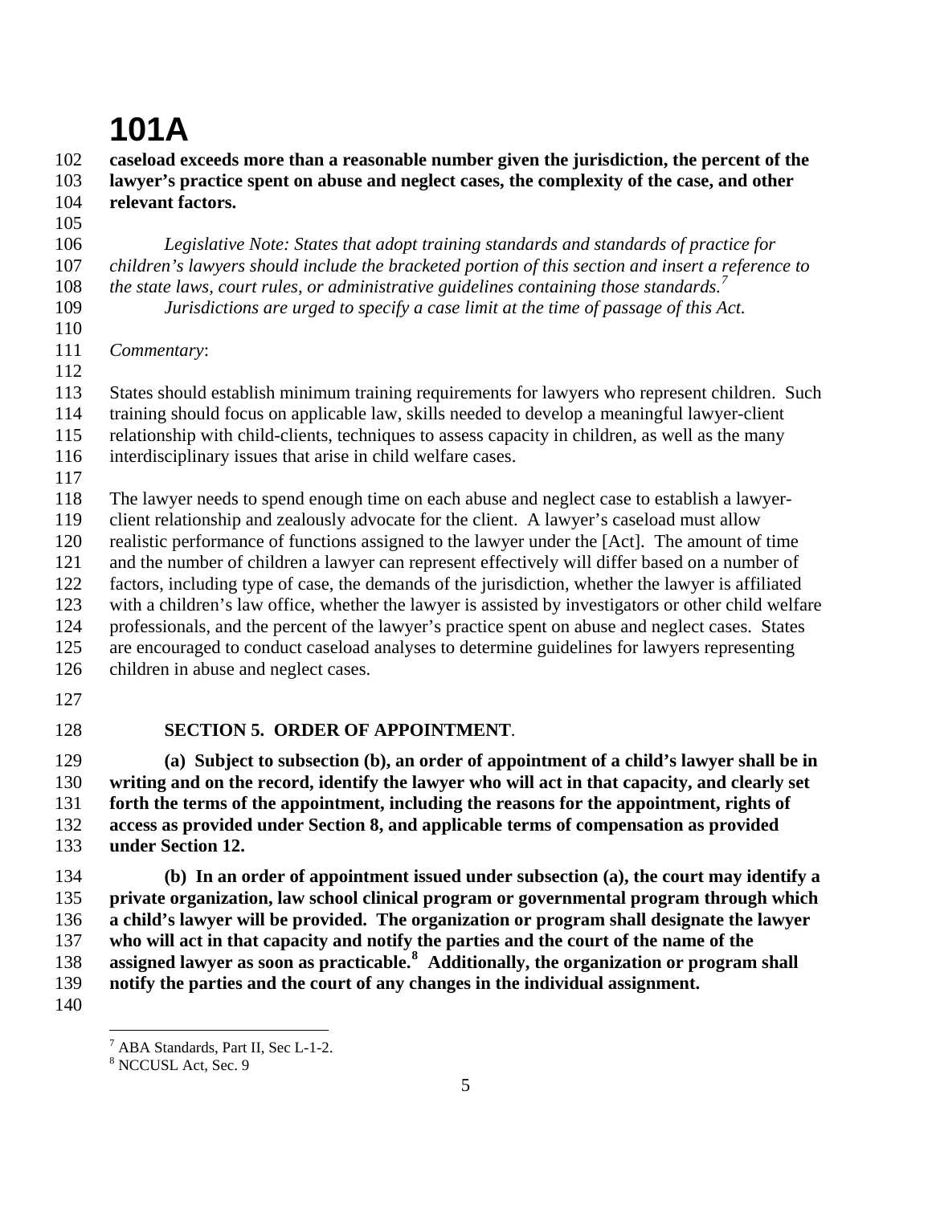**caseload exceeds more than a reasonable number given the jurisdiction, the percent of the lawyer's practice spent on abuse and neglect cases, the complexity of the case, and other relevant factors.**

*Legislative Note: States that adopt training standards and standards of practice for children's lawyers should include the bracketed portion of this section and insert a reference to the state laws, court rules, or administrative guidelines containing those standards.*[7]
*Jurisdictions are urged to specify a case limit at the time of passage of this Act.*

*Commentary*:

States should establish minimum training requirements for lawyers who represent children. Such training should focus on applicable law, skills needed to develop a meaningful lawyer-client relationship with child-clients, techniques to assess capacity in children, as well as the many interdisciplinary issues that arise in child welfare cases.

The lawyer needs to spend enough time on each abuse and neglect case to establish a lawyer-client relationship and zealously advocate for the client. A lawyer's caseload must allow realistic performance of functions assigned to the lawyer under the [Act]. The amount of time and the number of children a lawyer can represent effectively will differ based on a number of factors, including type of case, the demands of the jurisdiction, whether the lawyer is affiliated with a children's law office, whether the lawyer is assisted by investigators or other child welfare professionals, and the percent of the lawyer's practice spent on abuse and neglect cases. States are encouraged to conduct caseload analyses to determine guidelines for lawyers representing children in abuse and neglect cases.

**SECTION 5. ORDER OF APPOINTMENT**.

**(a) Subject to subsection (b), an order of appointment of a child's lawyer shall be in writing and on the record, identify the lawyer who will act in that capacity, and clearly set forth the terms of the appointment, including the reasons for the appointment, rights of access as provided under Section 8, and applicable terms of compensation as provided under Section 12.**

**(b) In an order of appointment issued under subsection (a), the court may identify a private organization, law school clinical program or governmental program through which a child's lawyer will be provided. The organization or program shall designate the lawyer who will act in that capacity and notify the parties and the court of the name of the assigned lawyer as soon as practicable.**[8] **Additionally, the organization or program shall notify the parties and the court of any changes in the individual assignment.**

---

[7] ABA Standards, Part II, Sec L-1-2.
[8] NCCUSL Act, Sec. 9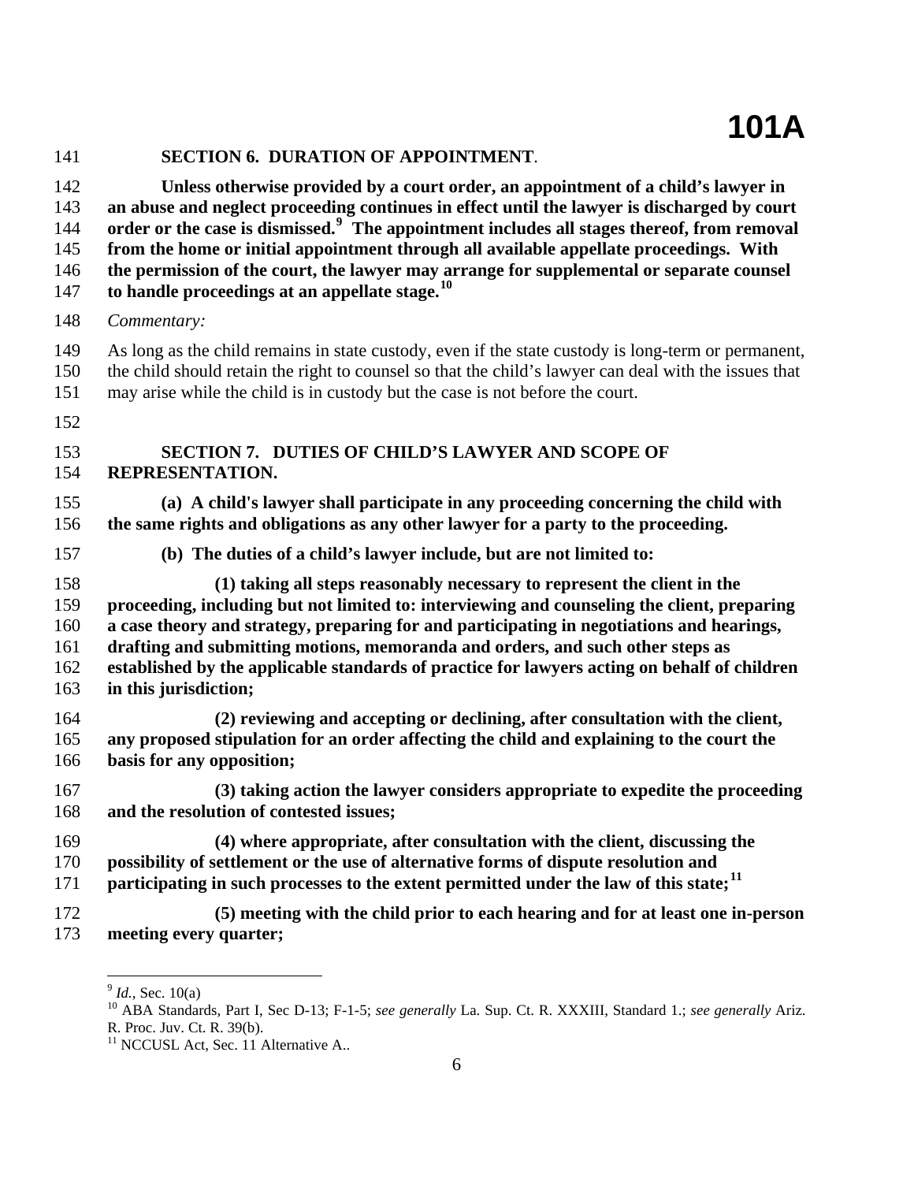**SECTION 6. DURATION OF APPOINTMENT**.

**Unless otherwise provided by a court order, an appointment of a child's lawyer in an abuse and neglect proceeding continues in effect until the lawyer is discharged by court order or the case is dismissed.[9] The appointment includes all stages thereof, from removal from the home or initial appointment through all available appellate proceedings. With the permission of the court, the lawyer may arrange for supplemental or separate counsel to handle proceedings at an appellate stage.[10]**

*Commentary:*

As long as the child remains in state custody, even if the state custody is long-term or permanent, the child should retain the right to counsel so that the child's lawyer can deal with the issues that may arise while the child is in custody but the case is not before the court.

**SECTION 7. DUTIES OF CHILD'S LAWYER AND SCOPE OF REPRESENTATION.**

**(a) A child's lawyer shall participate in any proceeding concerning the child with the same rights and obligations as any other lawyer for a party to the proceeding.**

**(b) The duties of a child's lawyer include, but are not limited to:**

**(1) taking all steps reasonably necessary to represent the client in the proceeding, including but not limited to: interviewing and counseling the client, preparing a case theory and strategy, preparing for and participating in negotiations and hearings, drafting and submitting motions, memoranda and orders, and such other steps as established by the applicable standards of practice for lawyers acting on behalf of children in this jurisdiction;**

**(2) reviewing and accepting or declining, after consultation with the client, any proposed stipulation for an order affecting the child and explaining to the court the basis for any opposition;**

**(3) taking action the lawyer considers appropriate to expedite the proceeding and the resolution of contested issues;**

**(4) where appropriate, after consultation with the client, discussing the possibility of settlement or the use of alternative forms of dispute resolution and participating in such processes to the extent permitted under the law of this state;[11]**

**(5) meeting with the child prior to each hearing and for at least one in-person meeting every quarter;**

---

[9] *Id.*, Sec. 10(a)

[10] ABA Standards, Part I, Sec D-13; F-1-5; *see generally* La. Sup. Ct. R. XXXIII, Standard 1.; *see generally* Ariz. R. Proc. Juv. Ct. R. 39(b).

[11] NCCUSL Act, Sec. 11 Alternative A..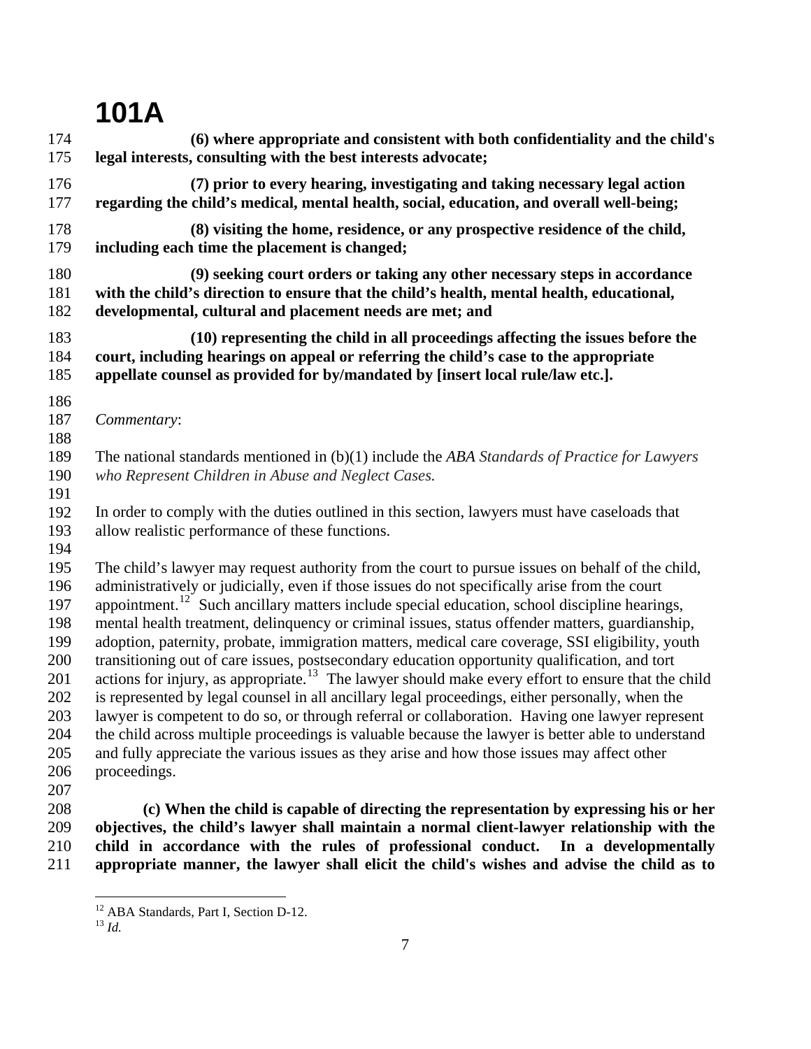**(6) where appropriate and consistent with both confidentiality and the child's legal interests, consulting with the best interests advocate;**

**(7) prior to every hearing, investigating and taking necessary legal action regarding the child's medical, mental health, social, education, and overall well-being;**

**(8) visiting the home, residence, or any prospective residence of the child, including each time the placement is changed;**

**(9) seeking court orders or taking any other necessary steps in accordance with the child's direction to ensure that the child's health, mental health, educational, developmental, cultural and placement needs are met; and**

**(10) representing the child in all proceedings affecting the issues before the court, including hearings on appeal or referring the child's case to the appropriate appellate counsel as provided for by/mandated by [insert local rule/law etc.].**

*Commentary*:

The national standards mentioned in (b)(1) include the *ABA Standards of Practice for Lawyers who Represent Children in Abuse and Neglect Cases.*

In order to comply with the duties outlined in this section, lawyers must have caseloads that allow realistic performance of these functions.

The child's lawyer may request authority from the court to pursue issues on behalf of the child, administratively or judicially, even if those issues do not specifically arise from the court appointment.[12] Such ancillary matters include special education, school discipline hearings, mental health treatment, delinquency or criminal issues, status offender matters, guardianship, adoption, paternity, probate, immigration matters, medical care coverage, SSI eligibility, youth transitioning out of care issues, postsecondary education opportunity qualification, and tort actions for injury, as appropriate.[13] The lawyer should make every effort to ensure that the child is represented by legal counsel in all ancillary legal proceedings, either personally, when the lawyer is competent to do so, or through referral or collaboration. Having one lawyer represent the child across multiple proceedings is valuable because the lawyer is better able to understand and fully appreciate the various issues as they arise and how those issues may affect other proceedings.

**(c) When the child is capable of directing the representation by expressing his or her objectives, the child's lawyer shall maintain a normal client-lawyer relationship with the child in accordance with the rules of professional conduct. In a developmentally appropriate manner, the lawyer shall elicit the child's wishes and advise the child as to**

---

[12] ABA Standards, Part I, Section D-12.

[13] *Id.*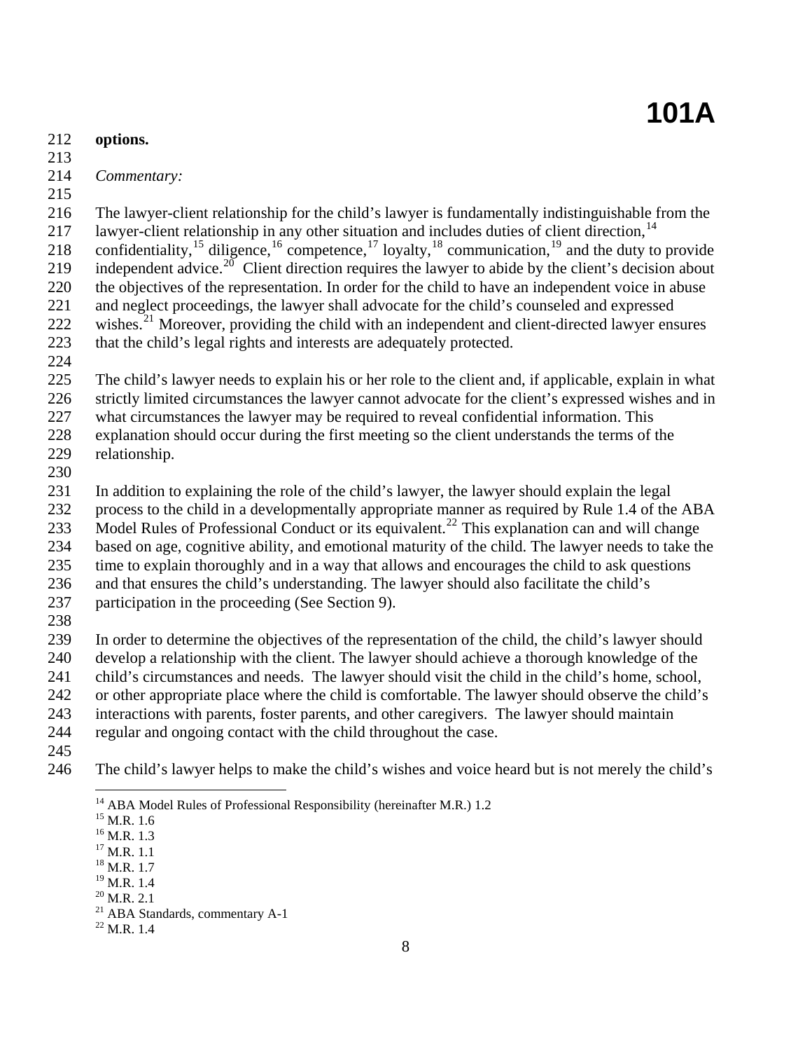**options.**

*Commentary:*

The lawyer-client relationship for the child's lawyer is fundamentally indistinguishable from the lawyer-client relationship in any other situation and includes duties of client direction,[14] confidentiality,[15] diligence,[16] competence,[17] loyalty,[18] communication,[19] and the duty to provide independent advice.[20] Client direction requires the lawyer to abide by the client's decision about the objectives of the representation. In order for the child to have an independent voice in abuse and neglect proceedings, the lawyer shall advocate for the child's counseled and expressed wishes.[21] Moreover, providing the child with an independent and client-directed lawyer ensures that the child's legal rights and interests are adequately protected.

The child's lawyer needs to explain his or her role to the client and, if applicable, explain in what strictly limited circumstances the lawyer cannot advocate for the client's expressed wishes and in what circumstances the lawyer may be required to reveal confidential information. This explanation should occur during the first meeting so the client understands the terms of the relationship.

In addition to explaining the role of the child's lawyer, the lawyer should explain the legal process to the child in a developmentally appropriate manner as required by Rule 1.4 of the ABA Model Rules of Professional Conduct or its equivalent.[22] This explanation can and will change based on age, cognitive ability, and emotional maturity of the child. The lawyer needs to take the time to explain thoroughly and in a way that allows and encourages the child to ask questions and that ensures the child's understanding. The lawyer should also facilitate the child's participation in the proceeding (See Section 9).

In order to determine the objectives of the representation of the child, the child's lawyer should develop a relationship with the client. The lawyer should achieve a thorough knowledge of the child's circumstances and needs. The lawyer should visit the child in the child's home, school, or other appropriate place where the child is comfortable. The lawyer should observe the child's interactions with parents, foster parents, and other caregivers. The lawyer should maintain regular and ongoing contact with the child throughout the case.

The child's lawyer helps to make the child's wishes and voice heard but is not merely the child's

---

[14] ABA Model Rules of Professional Responsibility (hereinafter M.R.) 1.2
[15] M.R. 1.6
[16] M.R. 1.3
[17] M.R. 1.1
[18] M.R. 1.7
[19] M.R. 1.4
[20] M.R. 2.1
[21] ABA Standards, commentary A-1
[22] M.R. 1.4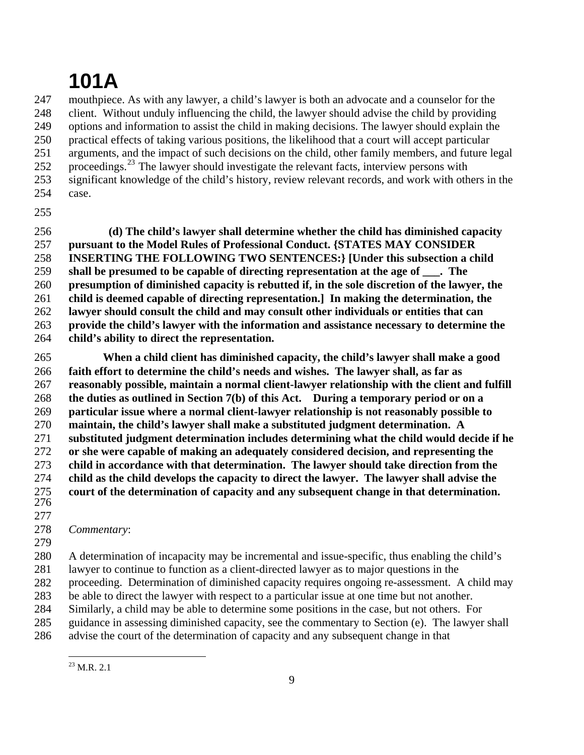mouthpiece. As with any lawyer, a child's lawyer is both an advocate and a counselor for the client. Without unduly influencing the child, the lawyer should advise the child by providing options and information to assist the child in making decisions. The lawyer should explain the practical effects of taking various positions, the likelihood that a court will accept particular arguments, and the impact of such decisions on the child, other family members, and future legal proceedings.[23] The lawyer should investigate the relevant facts, interview persons with significant knowledge of the child's history, review relevant records, and work with others in the case.

**(d) The child's lawyer shall determine whether the child has diminished capacity pursuant to the Model Rules of Professional Conduct. {STATES MAY CONSIDER INSERTING THE FOLLOWING TWO SENTENCES:} [Under this subsection a child shall be presumed to be capable of directing representation at the age of ___. The presumption of diminished capacity is rebutted if, in the sole discretion of the lawyer, the child is deemed capable of directing representation.] In making the determination, the lawyer should consult the child and may consult other individuals or entities that can provide the child's lawyer with the information and assistance necessary to determine the child's ability to direct the representation.**

**When a child client has diminished capacity, the child's lawyer shall make a good faith effort to determine the child's needs and wishes. The lawyer shall, as far as reasonably possible, maintain a normal client-lawyer relationship with the client and fulfill the duties as outlined in Section 7(b) of this Act. During a temporary period or on a particular issue where a normal client-lawyer relationship is not reasonably possible to maintain, the child's lawyer shall make a substituted judgment determination. A substituted judgment determination includes determining what the child would decide if he or she were capable of making an adequately considered decision, and representing the child in accordance with that determination. The lawyer should take direction from the child as the child develops the capacity to direct the lawyer. The lawyer shall advise the court of the determination of capacity and any subsequent change in that determination.**

*Commentary*:

A determination of incapacity may be incremental and issue-specific, thus enabling the child's lawyer to continue to function as a client-directed lawyer as to major questions in the proceeding. Determination of diminished capacity requires ongoing re-assessment. A child may be able to direct the lawyer with respect to a particular issue at one time but not another. Similarly, a child may be able to determine some positions in the case, but not others. For guidance in assessing diminished capacity, see the commentary to Section (e). The lawyer shall advise the court of the determination of capacity and any subsequent change in that

[23] M.R. 2.1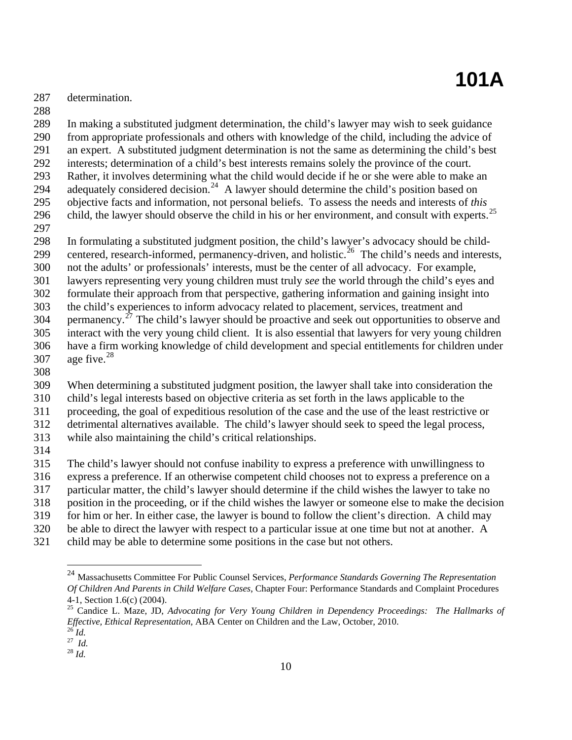determination.

In making a substituted judgment determination, the child's lawyer may wish to seek guidance from appropriate professionals and others with knowledge of the child, including the advice of an expert. A substituted judgment determination is not the same as determining the child's best interests; determination of a child's best interests remains solely the province of the court. Rather, it involves determining what the child would decide if he or she were able to make an adequately considered decision.[24] A lawyer should determine the child's position based on objective facts and information, not personal beliefs. To assess the needs and interests of *this* child, the lawyer should observe the child in his or her environment, and consult with experts.[25]

In formulating a substituted judgment position, the child's lawyer's advocacy should be child-centered, research-informed, permanency-driven, and holistic.[26] The child's needs and interests, not the adults' or professionals' interests, must be the center of all advocacy. For example, lawyers representing very young children must truly *see* the world through the child's eyes and formulate their approach from that perspective, gathering information and gaining insight into the child's experiences to inform advocacy related to placement, services, treatment and permanency.[27] The child's lawyer should be proactive and seek out opportunities to observe and interact with the very young child client. It is also essential that lawyers for very young children have a firm working knowledge of child development and special entitlements for children under age five.[28]

When determining a substituted judgment position, the lawyer shall take into consideration the child's legal interests based on objective criteria as set forth in the laws applicable to the proceeding, the goal of expeditious resolution of the case and the use of the least restrictive or detrimental alternatives available. The child's lawyer should seek to speed the legal process, while also maintaining the child's critical relationships.

The child's lawyer should not confuse inability to express a preference with unwillingness to express a preference. If an otherwise competent child chooses not to express a preference on a particular matter, the child's lawyer should determine if the child wishes the lawyer to take no position in the proceeding, or if the child wishes the lawyer or someone else to make the decision for him or her. In either case, the lawyer is bound to follow the client's direction. A child may be able to direct the lawyer with respect to a particular issue at one time but not at another. A child may be able to determine some positions in the case but not others.

---

[24] Massachusetts Committee For Public Counsel Services, *Performance Standards Governing The Representation Of Children And Parents in Child Welfare Cases*, Chapter Four: Performance Standards and Complaint Procedures 4-1, Section 1.6(c) (2004).

[25] Candice L. Maze, JD, *Advocating for Very Young Children in Dependency Proceedings: The Hallmarks of Effective, Ethical Representation*, ABA Center on Children and the Law, October, 2010.

[26] *Id.*

[27] *Id.*

[28] *Id.*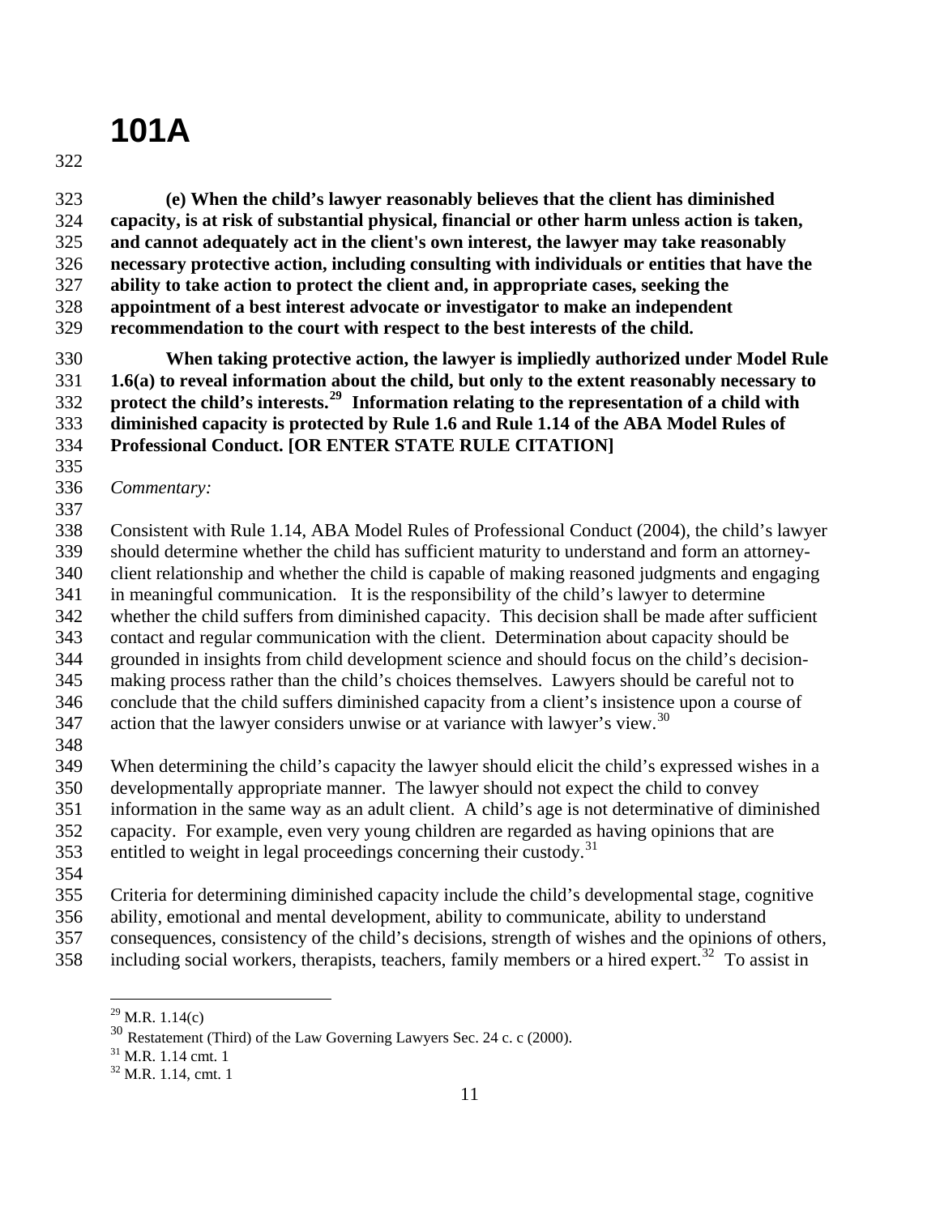**(e) When the child's lawyer reasonably believes that the client has diminished capacity, is at risk of substantial physical, financial or other harm unless action is taken, and cannot adequately act in the client's own interest, the lawyer may take reasonably necessary protective action, including consulting with individuals or entities that have the ability to take action to protect the client and, in appropriate cases, seeking the appointment of a best interest advocate or investigator to make an independent recommendation to the court with respect to the best interests of the child.**

**When taking protective action, the lawyer is impliedly authorized under Model Rule 1.6(a) to reveal information about the child, but only to the extent reasonably necessary to protect the child's interests.[29] Information relating to the representation of a child with diminished capacity is protected by Rule 1.6 and Rule 1.14 of the ABA Model Rules of Professional Conduct. [OR ENTER STATE RULE CITATION]**

*Commentary:*

Consistent with Rule 1.14, ABA Model Rules of Professional Conduct (2004), the child's lawyer should determine whether the child has sufficient maturity to understand and form an attorney-client relationship and whether the child is capable of making reasoned judgments and engaging in meaningful communication. It is the responsibility of the child's lawyer to determine whether the child suffers from diminished capacity. This decision shall be made after sufficient contact and regular communication with the client. Determination about capacity should be grounded in insights from child development science and should focus on the child's decision-making process rather than the child's choices themselves. Lawyers should be careful not to conclude that the child suffers diminished capacity from a client's insistence upon a course of action that the lawyer considers unwise or at variance with lawyer's view.[30]

When determining the child's capacity the lawyer should elicit the child's expressed wishes in a developmentally appropriate manner. The lawyer should not expect the child to convey information in the same way as an adult client. A child's age is not determinative of diminished capacity. For example, even very young children are regarded as having opinions that are entitled to weight in legal proceedings concerning their custody.[31]

Criteria for determining diminished capacity include the child's developmental stage, cognitive ability, emotional and mental development, ability to communicate, ability to understand consequences, consistency of the child's decisions, strength of wishes and the opinions of others, including social workers, therapists, teachers, family members or a hired expert.[32] To assist in

---

[29] M.R. 1.14(c)

[30] Restatement (Third) of the Law Governing Lawyers Sec. 24 c. c (2000).

[31] M.R. 1.14 cmt. 1

[32] M.R. 1.14, cmt. 1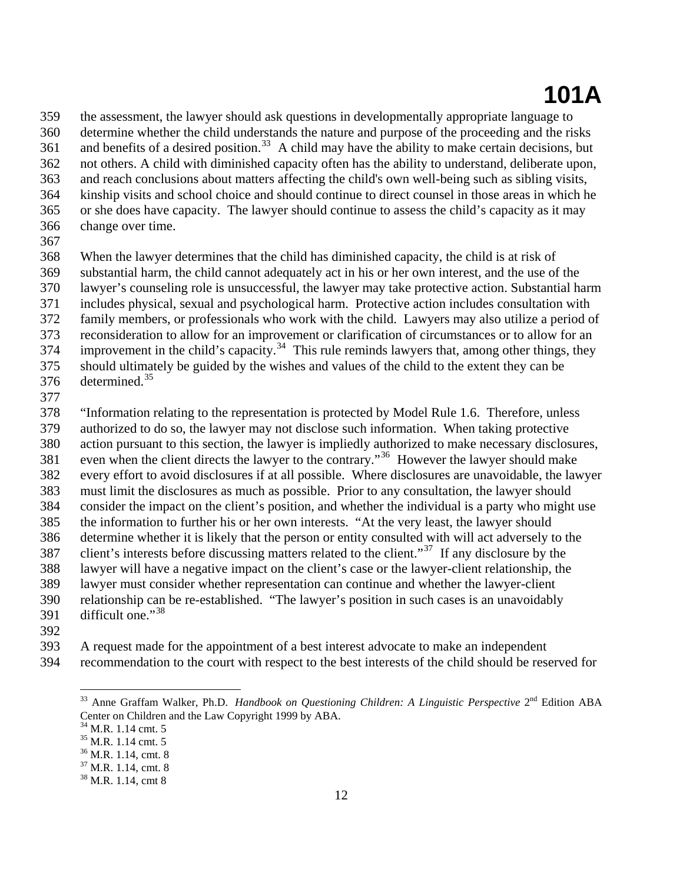the assessment, the lawyer should ask questions in developmentally appropriate language to determine whether the child understands the nature and purpose of the proceeding and the risks and benefits of a desired position.[33] A child may have the ability to make certain decisions, but not others. A child with diminished capacity often has the ability to understand, deliberate upon, and reach conclusions about matters affecting the child's own well-being such as sibling visits, kinship visits and school choice and should continue to direct counsel in those areas in which he or she does have capacity. The lawyer should continue to assess the child's capacity as it may change over time.

When the lawyer determines that the child has diminished capacity, the child is at risk of substantial harm, the child cannot adequately act in his or her own interest, and the use of the lawyer's counseling role is unsuccessful, the lawyer may take protective action. Substantial harm includes physical, sexual and psychological harm. Protective action includes consultation with family members, or professionals who work with the child. Lawyers may also utilize a period of reconsideration to allow for an improvement or clarification of circumstances or to allow for an improvement in the child's capacity.[34] This rule reminds lawyers that, among other things, they should ultimately be guided by the wishes and values of the child to the extent they can be determined.[35]

"Information relating to the representation is protected by Model Rule 1.6. Therefore, unless authorized to do so, the lawyer may not disclose such information. When taking protective action pursuant to this section, the lawyer is impliedly authorized to make necessary disclosures, even when the client directs the lawyer to the contrary."[36] However the lawyer should make every effort to avoid disclosures if at all possible. Where disclosures are unavoidable, the lawyer must limit the disclosures as much as possible. Prior to any consultation, the lawyer should consider the impact on the client's position, and whether the individual is a party who might use the information to further his or her own interests. "At the very least, the lawyer should determine whether it is likely that the person or entity consulted with will act adversely to the client's interests before discussing matters related to the client."[37] If any disclosure by the lawyer will have a negative impact on the client's case or the lawyer-client relationship, the lawyer must consider whether representation can continue and whether the lawyer-client relationship can be re-established. "The lawyer's position in such cases is an unavoidably difficult one."[38]

A request made for the appointment of a best interest advocate to make an independent recommendation to the court with respect to the best interests of the child should be reserved for

---

[33] Anne Graffam Walker, Ph.D. *Handbook on Questioning Children: A Linguistic Perspective* 2nd Edition ABA Center on Children and the Law Copyright 1999 by ABA.
[34] M.R. 1.14 cmt. 5
[35] M.R. 1.14 cmt. 5
[36] M.R. 1.14, cmt. 8
[37] M.R. 1.14, cmt. 8
[38] M.R. 1.14, cmt 8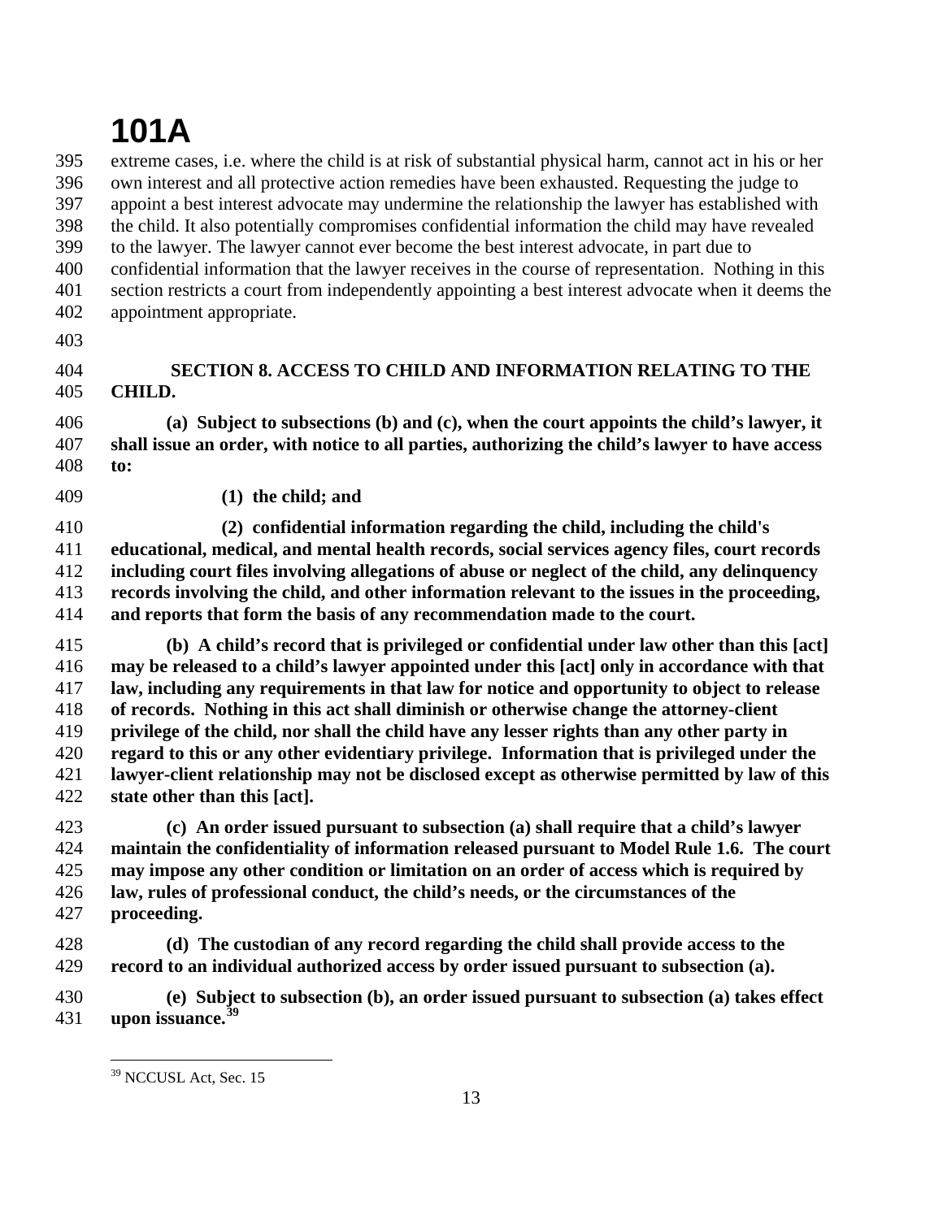extreme cases, i.e. where the child is at risk of substantial physical harm, cannot act in his or her own interest and all protective action remedies have been exhausted. Requesting the judge to appoint a best interest advocate may undermine the relationship the lawyer has established with the child. It also potentially compromises confidential information the child may have revealed to the lawyer. The lawyer cannot ever become the best interest advocate, in part due to confidential information that the lawyer receives in the course of representation. Nothing in this section restricts a court from independently appointing a best interest advocate when it deems the appointment appropriate.

**SECTION 8. ACCESS TO CHILD AND INFORMATION RELATING TO THE CHILD.**

**(a) Subject to subsections (b) and (c), when the court appoints the child's lawyer, it shall issue an order, with notice to all parties, authorizing the child's lawyer to have access to:**

**(1) the child; and**

**(2) confidential information regarding the child, including the child's educational, medical, and mental health records, social services agency files, court records including court files involving allegations of abuse or neglect of the child, any delinquency records involving the child, and other information relevant to the issues in the proceeding, and reports that form the basis of any recommendation made to the court.**

**(b) A child's record that is privileged or confidential under law other than this [act] may be released to a child's lawyer appointed under this [act] only in accordance with that law, including any requirements in that law for notice and opportunity to object to release of records. Nothing in this act shall diminish or otherwise change the attorney-client privilege of the child, nor shall the child have any lesser rights than any other party in regard to this or any other evidentiary privilege. Information that is privileged under the lawyer-client relationship may not be disclosed except as otherwise permitted by law of this state other than this [act].**

**(c) An order issued pursuant to subsection (a) shall require that a child's lawyer maintain the confidentiality of information released pursuant to Model Rule 1.6. The court may impose any other condition or limitation on an order of access which is required by law, rules of professional conduct, the child's needs, or the circumstances of the proceeding.**

**(d) The custodian of any record regarding the child shall provide access to the record to an individual authorized access by order issued pursuant to subsection (a).**

**(e) Subject to subsection (b), an order issued pursuant to subsection (a) takes effect upon issuance.**[39]

---

[39] NCCUSL Act, Sec. 15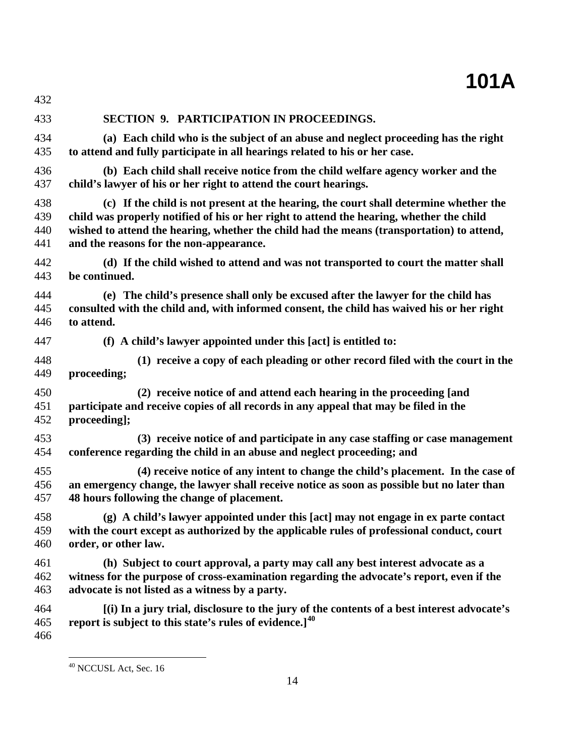### SECTION 9. PARTICIPATION IN PROCEEDINGS.

**(a) Each child who is the subject of an abuse and neglect proceeding has the right to attend and fully participate in all hearings related to his or her case.**

**(b) Each child shall receive notice from the child welfare agency worker and the child's lawyer of his or her right to attend the court hearings.**

**(c) If the child is not present at the hearing, the court shall determine whether the child was properly notified of his or her right to attend the hearing, whether the child wished to attend the hearing, whether the child had the means (transportation) to attend, and the reasons for the non-appearance.**

**(d) If the child wished to attend and was not transported to court the matter shall be continued.**

**(e) The child's presence shall only be excused after the lawyer for the child has consulted with the child and, with informed consent, the child has waived his or her right to attend.**

**(f) A child's lawyer appointed under this [act] is entitled to:**

**(1) receive a copy of each pleading or other record filed with the court in the proceeding;**

**(2) receive notice of and attend each hearing in the proceeding [and participate and receive copies of all records in any appeal that may be filed in the proceeding];**

**(3) receive notice of and participate in any case staffing or case management conference regarding the child in an abuse and neglect proceeding; and**

**(4) receive notice of any intent to change the child's placement. In the case of an emergency change, the lawyer shall receive notice as soon as possible but no later than 48 hours following the change of placement.**

**(g) A child's lawyer appointed under this [act] may not engage in ex parte contact with the court except as authorized by the applicable rules of professional conduct, court order, or other law.**

**(h) Subject to court approval, a party may call any best interest advocate as a witness for the purpose of cross-examination regarding the advocate's report, even if the advocate is not listed as a witness by a party.**

**[(i) In a jury trial, disclosure to the jury of the contents of a best interest advocate's report is subject to this state's rules of evidence.]**[40]

---

[40] NCCUSL Act, Sec. 16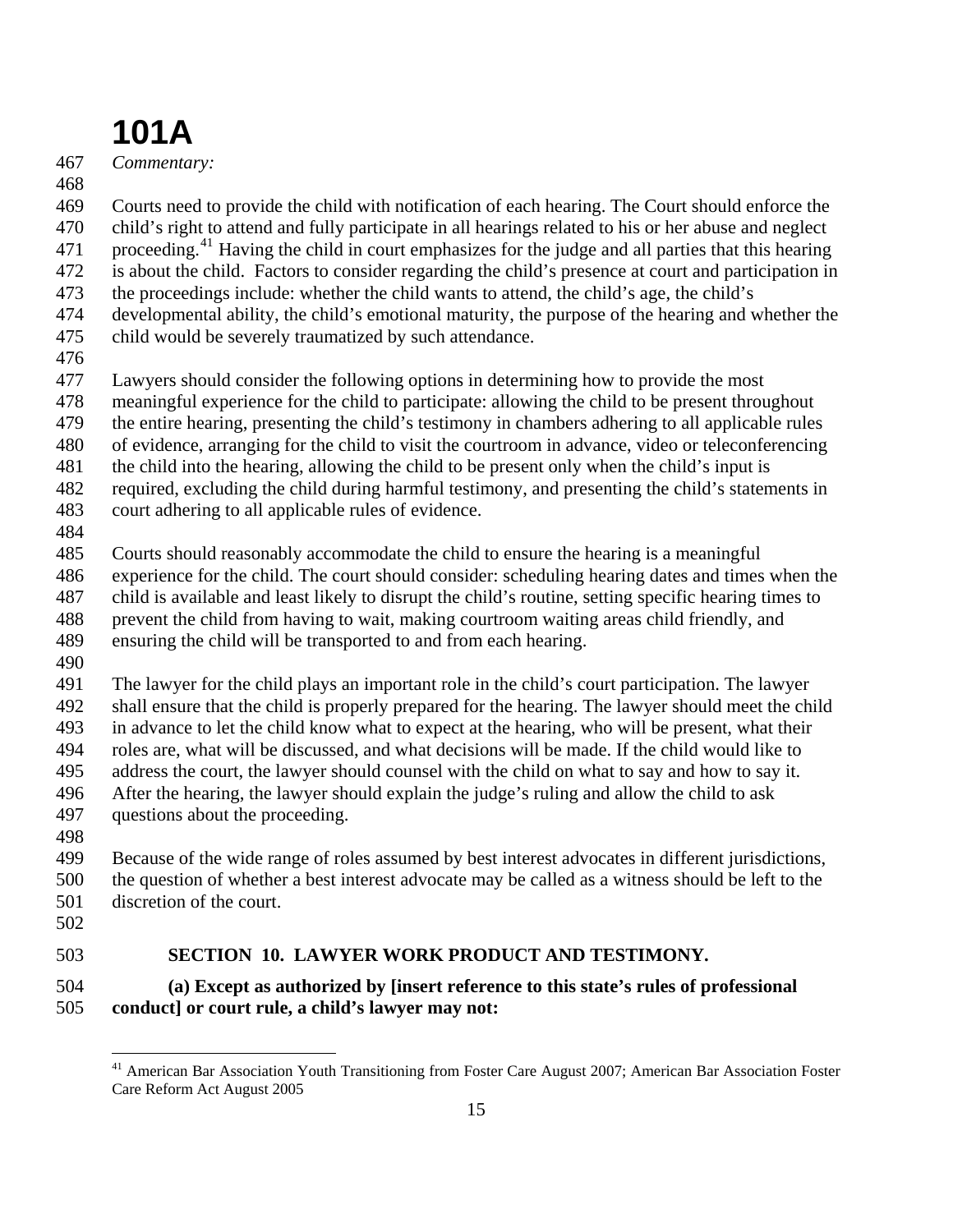*Commentary:*

Courts need to provide the child with notification of each hearing. The Court should enforce the child's right to attend and fully participate in all hearings related to his or her abuse and neglect proceeding.[41] Having the child in court emphasizes for the judge and all parties that this hearing is about the child. Factors to consider regarding the child's presence at court and participation in the proceedings include: whether the child wants to attend, the child's age, the child's developmental ability, the child's emotional maturity, the purpose of the hearing and whether the child would be severely traumatized by such attendance.

Lawyers should consider the following options in determining how to provide the most meaningful experience for the child to participate: allowing the child to be present throughout the entire hearing, presenting the child's testimony in chambers adhering to all applicable rules of evidence, arranging for the child to visit the courtroom in advance, video or teleconferencing the child into the hearing, allowing the child to be present only when the child's input is required, excluding the child during harmful testimony, and presenting the child's statements in court adhering to all applicable rules of evidence.

Courts should reasonably accommodate the child to ensure the hearing is a meaningful experience for the child. The court should consider: scheduling hearing dates and times when the child is available and least likely to disrupt the child's routine, setting specific hearing times to prevent the child from having to wait, making courtroom waiting areas child friendly, and ensuring the child will be transported to and from each hearing.

The lawyer for the child plays an important role in the child's court participation. The lawyer shall ensure that the child is properly prepared for the hearing. The lawyer should meet the child in advance to let the child know what to expect at the hearing, who will be present, what their roles are, what will be discussed, and what decisions will be made. If the child would like to address the court, the lawyer should counsel with the child on what to say and how to say it. After the hearing, the lawyer should explain the judge's ruling and allow the child to ask questions about the proceeding.

Because of the wide range of roles assumed by best interest advocates in different jurisdictions, the question of whether a best interest advocate may be called as a witness should be left to the discretion of the court.

## SECTION 10. LAWYER WORK PRODUCT AND TESTIMONY.

**(a) Except as authorized by [insert reference to this state's rules of professional conduct] or court rule, a child's lawyer may not:**

---

[41] American Bar Association Youth Transitioning from Foster Care August 2007; American Bar Association Foster Care Reform Act August 2005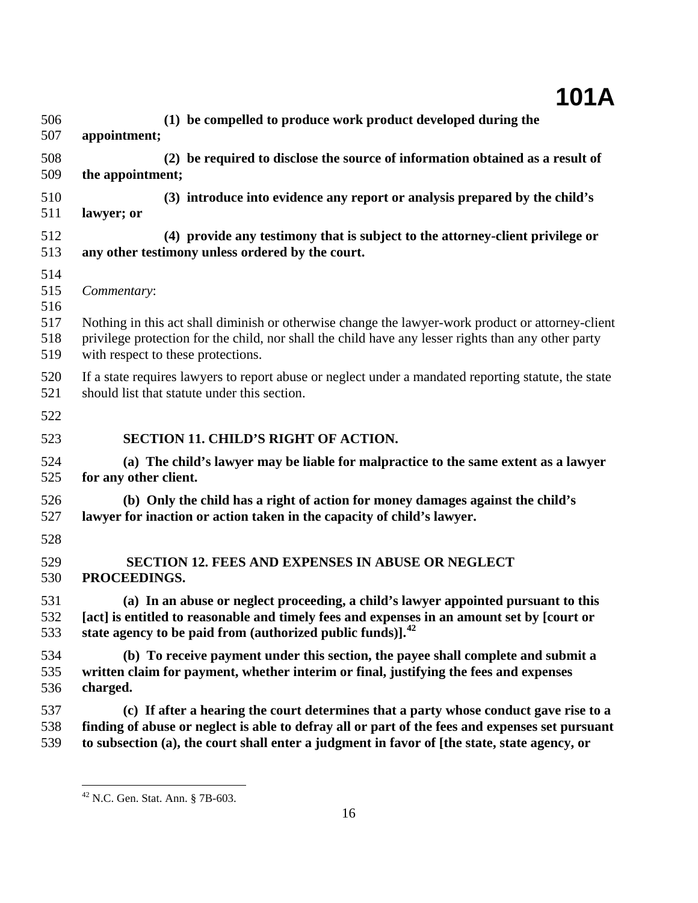**(1) be compelled to produce work product developed during the appointment;**

**(2) be required to disclose the source of information obtained as a result of the appointment;**

**(3) introduce into evidence any report or analysis prepared by the child's lawyer; or**

**(4) provide any testimony that is subject to the attorney-client privilege or any other testimony unless ordered by the court.**

*Commentary*:

Nothing in this act shall diminish or otherwise change the lawyer-work product or attorney-client privilege protection for the child, nor shall the child have any lesser rights than any other party with respect to these protections.

If a state requires lawyers to report abuse or neglect under a mandated reporting statute, the state should list that statute under this section.

## SECTION 11. CHILD'S RIGHT OF ACTION.

**(a) The child's lawyer may be liable for malpractice to the same extent as a lawyer for any other client.**

**(b) Only the child has a right of action for money damages against the child's lawyer for inaction or action taken in the capacity of child's lawyer.**

## SECTION 12. FEES AND EXPENSES IN ABUSE OR NEGLECT PROCEEDINGS.

**(a) In an abuse or neglect proceeding, a child's lawyer appointed pursuant to this [act] is entitled to reasonable and timely fees and expenses in an amount set by [court or state agency to be paid from (authorized public funds)].**[42]

**(b) To receive payment under this section, the payee shall complete and submit a written claim for payment, whether interim or final, justifying the fees and expenses charged.**

**(c) If after a hearing the court determines that a party whose conduct gave rise to a finding of abuse or neglect is able to defray all or part of the fees and expenses set pursuant to subsection (a), the court shall enter a judgment in favor of [the state, state agency, or**

[42] N.C. Gen. Stat. Ann. § 7B-603.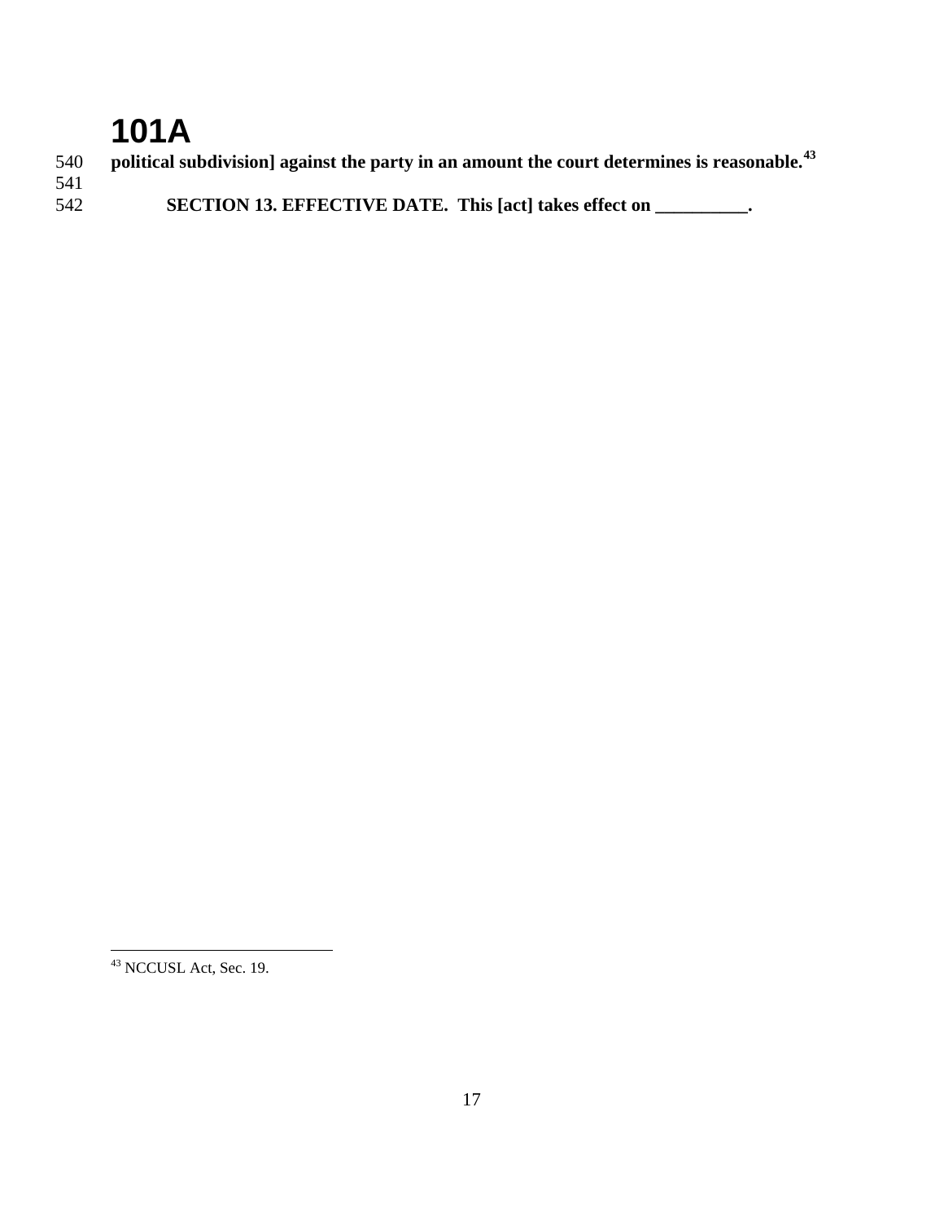**political subdivision] against the party in an amount the court determines is reasonable.**[43]

**SECTION 13. EFFECTIVE DATE. This [act] takes effect on __________.**

[43] NCCUSL Act, Sec. 19.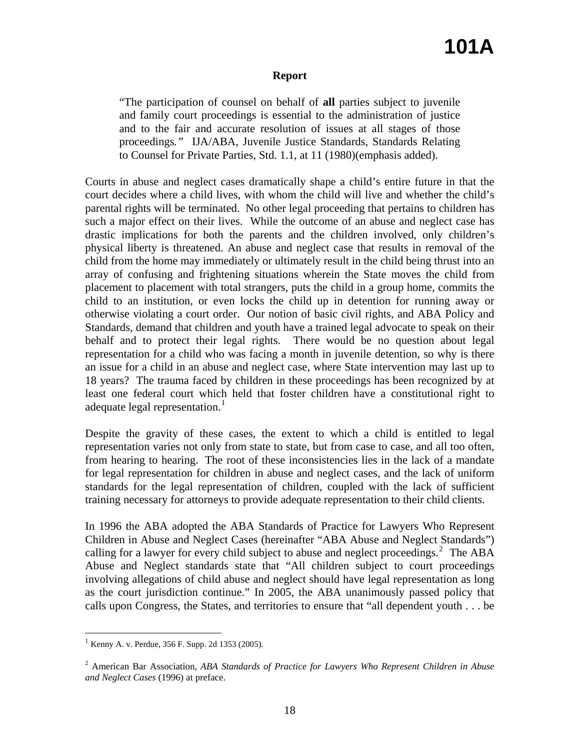# 101A

**Report**

> "The participation of counsel on behalf of **all** parties subject to juvenile and family court proceedings is essential to the administration of justice and to the fair and accurate resolution of issues at all stages of those proceedings." IJA/ABA, Juvenile Justice Standards, Standards Relating to Counsel for Private Parties, Std. 1.1, at 11 (1980)(emphasis added).

Courts in abuse and neglect cases dramatically shape a child's entire future in that the court decides where a child lives, with whom the child will live and whether the child's parental rights will be terminated. No other legal proceeding that pertains to children has such a major effect on their lives. While the outcome of an abuse and neglect case has drastic implications for both the parents and the children involved, only children's physical liberty is threatened. An abuse and neglect case that results in removal of the child from the home may immediately or ultimately result in the child being thrust into an array of confusing and frightening situations wherein the State moves the child from placement to placement with total strangers, puts the child in a group home, commits the child to an institution, or even locks the child up in detention for running away or otherwise violating a court order. Our notion of basic civil rights, and ABA Policy and Standards, demand that children and youth have a trained legal advocate to speak on their behalf and to protect their legal rights. There would be no question about legal representation for a child who was facing a month in juvenile detention, so why is there an issue for a child in an abuse and neglect case, where State intervention may last up to 18 years? The trauma faced by children in these proceedings has been recognized by at least one federal court which held that foster children have a constitutional right to adequate legal representation.[1]

Despite the gravity of these cases, the extent to which a child is entitled to legal representation varies not only from state to state, but from case to case, and all too often, from hearing to hearing. The root of these inconsistencies lies in the lack of a mandate for legal representation for children in abuse and neglect cases, and the lack of uniform standards for the legal representation of children, coupled with the lack of sufficient training necessary for attorneys to provide adequate representation to their child clients.

In 1996 the ABA adopted the ABA Standards of Practice for Lawyers Who Represent Children in Abuse and Neglect Cases (hereinafter "ABA Abuse and Neglect Standards") calling for a lawyer for every child subject to abuse and neglect proceedings.[2] The ABA Abuse and Neglect standards state that "All children subject to court proceedings involving allegations of child abuse and neglect should have legal representation as long as the court jurisdiction continue." In 2005, the ABA unanimously passed policy that calls upon Congress, the States, and territories to ensure that "all dependent youth . . . be

---

[1] Kenny A. v. Perdue, 356 F. Supp. 2d 1353 (2005).

[2] American Bar Association, *ABA Standards of Practice for Lawyers Who Represent Children in Abuse and Neglect Cases* (1996) at preface.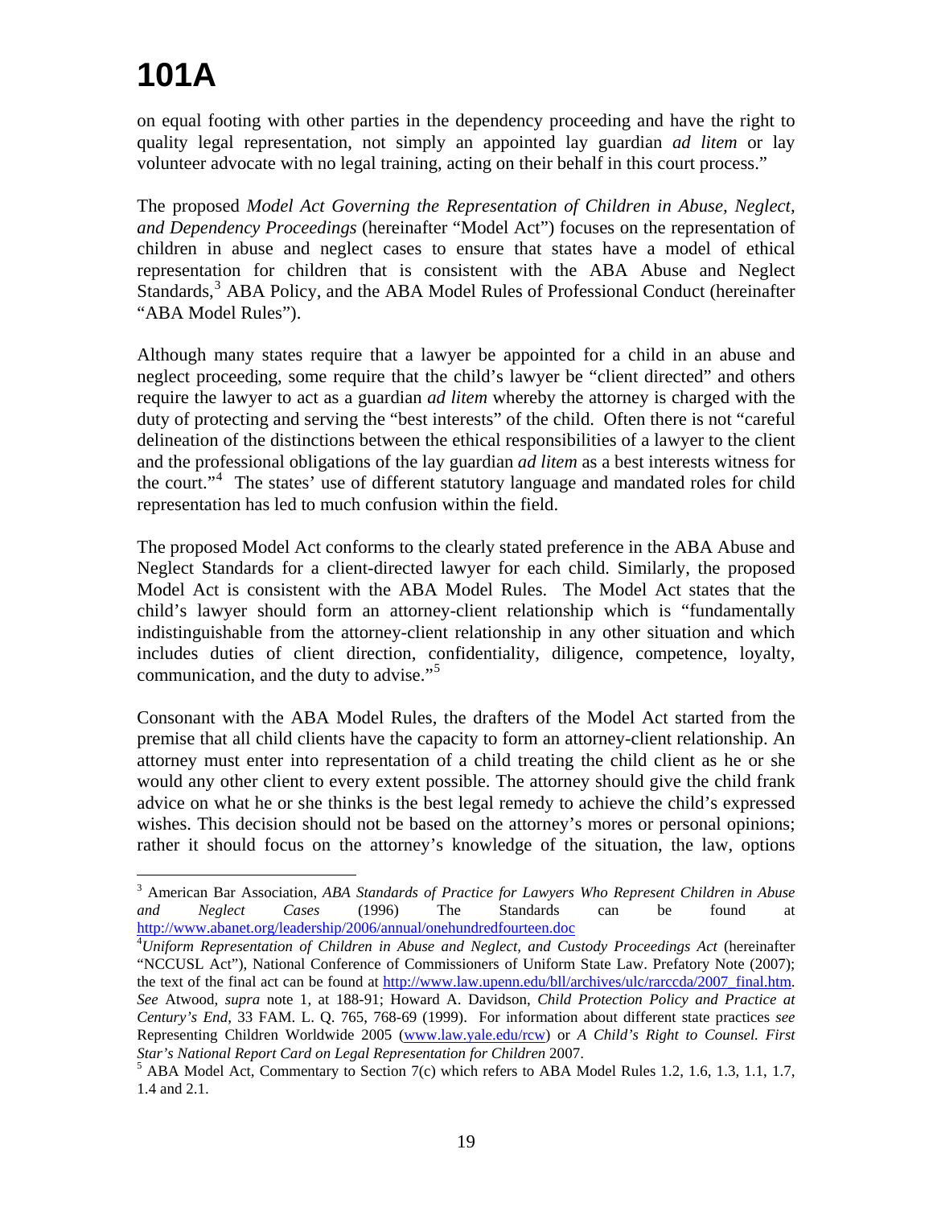on equal footing with other parties in the dependency proceeding and have the right to quality legal representation, not simply an appointed lay guardian *ad litem* or lay volunteer advocate with no legal training, acting on their behalf in this court process."

The proposed *Model Act Governing the Representation of Children in Abuse, Neglect, and Dependency Proceedings* (hereinafter "Model Act") focuses on the representation of children in abuse and neglect cases to ensure that states have a model of ethical representation for children that is consistent with the ABA Abuse and Neglect Standards,[3] ABA Policy, and the ABA Model Rules of Professional Conduct (hereinafter "ABA Model Rules").

Although many states require that a lawyer be appointed for a child in an abuse and neglect proceeding, some require that the child's lawyer be "client directed" and others require the lawyer to act as a guardian *ad litem* whereby the attorney is charged with the duty of protecting and serving the "best interests" of the child. Often there is not "careful delineation of the distinctions between the ethical responsibilities of a lawyer to the client and the professional obligations of the lay guardian *ad litem* as a best interests witness for the court."[4] The states' use of different statutory language and mandated roles for child representation has led to much confusion within the field.

The proposed Model Act conforms to the clearly stated preference in the ABA Abuse and Neglect Standards for a client-directed lawyer for each child. Similarly, the proposed Model Act is consistent with the ABA Model Rules. The Model Act states that the child's lawyer should form an attorney-client relationship which is "fundamentally indistinguishable from the attorney-client relationship in any other situation and which includes duties of client direction, confidentiality, diligence, competence, loyalty, communication, and the duty to advise."[5]

Consonant with the ABA Model Rules, the drafters of the Model Act started from the premise that all child clients have the capacity to form an attorney-client relationship. An attorney must enter into representation of a child treating the child client as he or she would any other client to every extent possible. The attorney should give the child frank advice on what he or she thinks is the best legal remedy to achieve the child's expressed wishes. This decision should not be based on the attorney's mores or personal opinions; rather it should focus on the attorney's knowledge of the situation, the law, options

---

[3] American Bar Association, *ABA Standards of Practice for Lawyers Who Represent Children in Abuse and Neglect Cases* (1996) The Standards can be found at http://www.abanet.org/leadership/2006/annual/onehundredfourteen.doc

[4] *Uniform Representation of Children in Abuse and Neglect, and Custody Proceedings Act* (hereinafter "NCCUSL Act"), National Conference of Commissioners of Uniform State Law. Prefatory Note (2007); the text of the final act can be found at http://www.law.upenn.edu/bll/archives/ulc/rarccda/2007_final.htm. *See* Atwood, *supra* note 1, at 188-91; Howard A. Davidson, *Child Protection Policy and Practice at Century's End*, 33 FAM. L. Q. 765, 768-69 (1999). For information about different state practices *see* Representing Children Worldwide 2005 (www.law.yale.edu/rcw) or *A Child's Right to Counsel. First Star's National Report Card on Legal Representation for Children* 2007.

[5] ABA Model Act, Commentary to Section 7(c) which refers to ABA Model Rules 1.2, 1.6, 1.3, 1.1, 1.7, 1.4 and 2.1.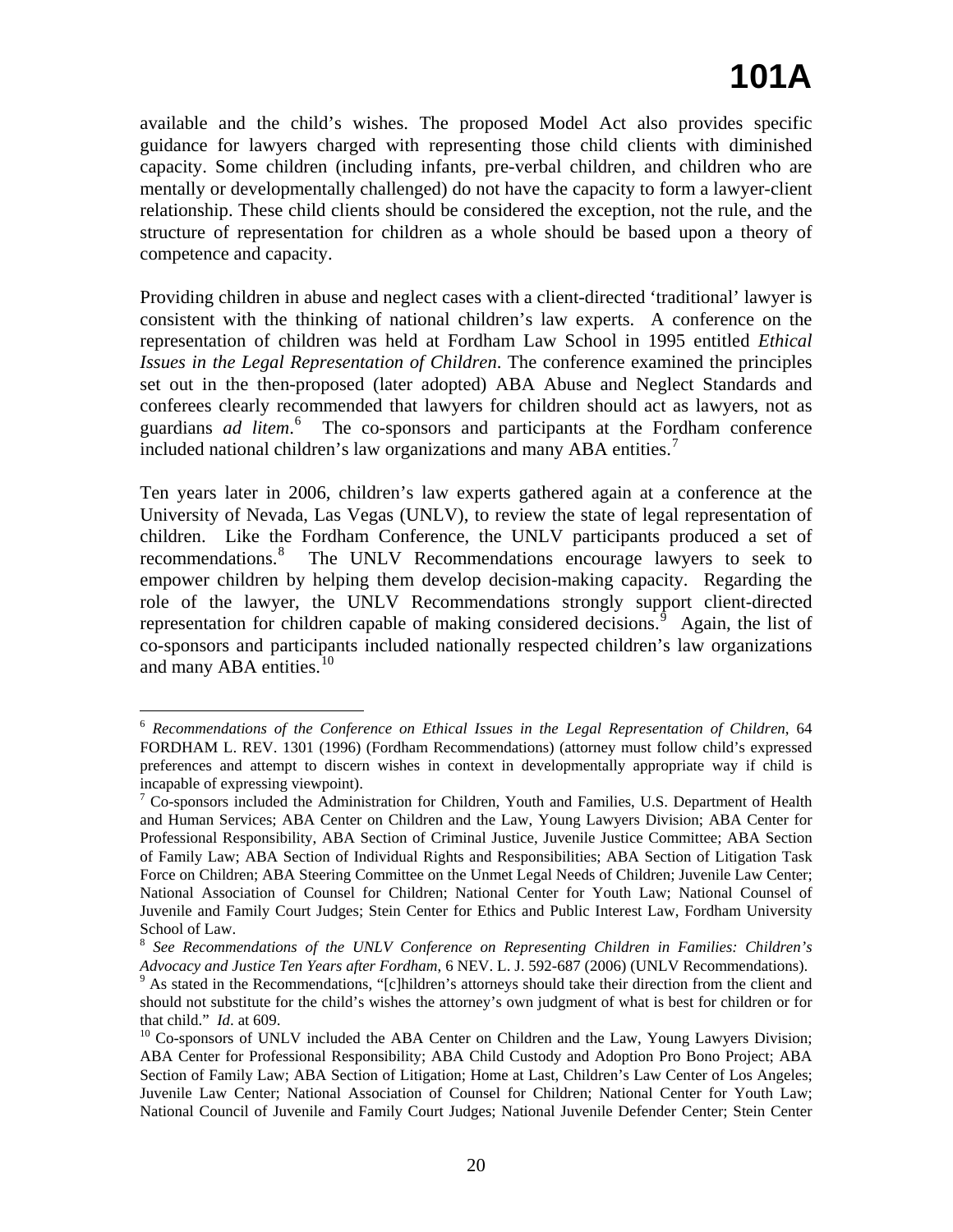available and the child's wishes. The proposed Model Act also provides specific guidance for lawyers charged with representing those child clients with diminished capacity. Some children (including infants, pre-verbal children, and children who are mentally or developmentally challenged) do not have the capacity to form a lawyer-client relationship. These child clients should be considered the exception, not the rule, and the structure of representation for children as a whole should be based upon a theory of competence and capacity.

Providing children in abuse and neglect cases with a client-directed 'traditional' lawyer is consistent with the thinking of national children's law experts. A conference on the representation of children was held at Fordham Law School in 1995 entitled *Ethical Issues in the Legal Representation of Children*. The conference examined the principles set out in the then-proposed (later adopted) ABA Abuse and Neglect Standards and conferees clearly recommended that lawyers for children should act as lawyers, not as guardians *ad litem*.[6] The co-sponsors and participants at the Fordham conference included national children's law organizations and many ABA entities.[7]

Ten years later in 2006, children's law experts gathered again at a conference at the University of Nevada, Las Vegas (UNLV), to review the state of legal representation of children. Like the Fordham Conference, the UNLV participants produced a set of recommendations.[8] The UNLV Recommendations encourage lawyers to seek to empower children by helping them develop decision-making capacity. Regarding the role of the lawyer, the UNLV Recommendations strongly support client-directed representation for children capable of making considered decisions.[9] Again, the list of co-sponsors and participants included nationally respected children's law organizations and many ABA entities.[10]

---

[6] *Recommendations of the Conference on Ethical Issues in the Legal Representation of Children*, 64 FORDHAM L. REV. 1301 (1996) (Fordham Recommendations) (attorney must follow child's expressed preferences and attempt to discern wishes in context in developmentally appropriate way if child is incapable of expressing viewpoint).

[7] Co-sponsors included the Administration for Children, Youth and Families, U.S. Department of Health and Human Services; ABA Center on Children and the Law, Young Lawyers Division; ABA Center for Professional Responsibility, ABA Section of Criminal Justice, Juvenile Justice Committee; ABA Section of Family Law; ABA Section of Individual Rights and Responsibilities; ABA Section of Litigation Task Force on Children; ABA Steering Committee on the Unmet Legal Needs of Children; Juvenile Law Center; National Association of Counsel for Children; National Center for Youth Law; National Counsel of Juvenile and Family Court Judges; Stein Center for Ethics and Public Interest Law, Fordham University School of Law.

[8] *See Recommendations of the UNLV Conference on Representing Children in Families: Children's Advocacy and Justice Ten Years after Fordham*, 6 NEV. L. J. 592-687 (2006) (UNLV Recommendations).

[9] As stated in the Recommendations, "[c]hildren's attorneys should take their direction from the client and should not substitute for the child's wishes the attorney's own judgment of what is best for children or for that child." *Id*. at 609.

[10] Co-sponsors of UNLV included the ABA Center on Children and the Law, Young Lawyers Division; ABA Center for Professional Responsibility; ABA Child Custody and Adoption Pro Bono Project; ABA Section of Family Law; ABA Section of Litigation; Home at Last, Children's Law Center of Los Angeles; Juvenile Law Center; National Association of Counsel for Children; National Center for Youth Law; National Council of Juvenile and Family Court Judges; National Juvenile Defender Center; Stein Center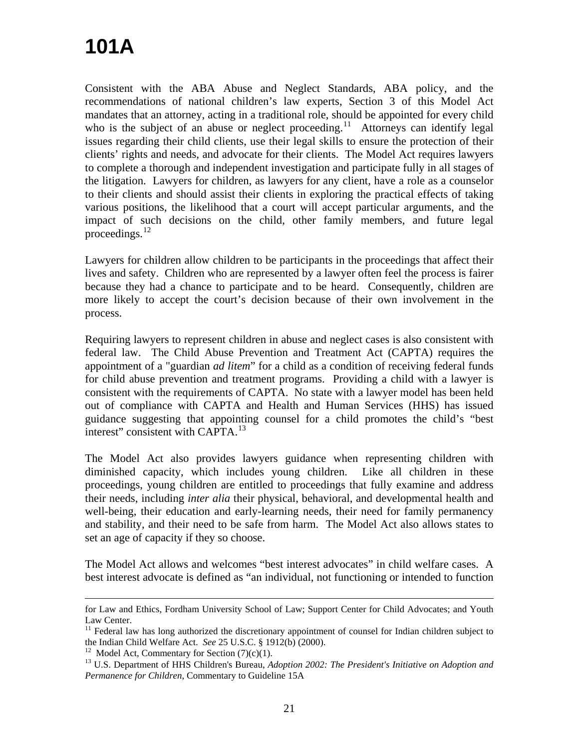Consistent with the ABA Abuse and Neglect Standards, ABA policy, and the recommendations of national children's law experts, Section 3 of this Model Act mandates that an attorney, acting in a traditional role, should be appointed for every child who is the subject of an abuse or neglect proceeding.[11] Attorneys can identify legal issues regarding their child clients, use their legal skills to ensure the protection of their clients' rights and needs, and advocate for their clients. The Model Act requires lawyers to complete a thorough and independent investigation and participate fully in all stages of the litigation. Lawyers for children, as lawyers for any client, have a role as a counselor to their clients and should assist their clients in exploring the practical effects of taking various positions, the likelihood that a court will accept particular arguments, and the impact of such decisions on the child, other family members, and future legal proceedings.[12]

Lawyers for children allow children to be participants in the proceedings that affect their lives and safety. Children who are represented by a lawyer often feel the process is fairer because they had a chance to participate and to be heard. Consequently, children are more likely to accept the court's decision because of their own involvement in the process.

Requiring lawyers to represent children in abuse and neglect cases is also consistent with federal law. The Child Abuse Prevention and Treatment Act (CAPTA) requires the appointment of a "guardian *ad litem*" for a child as a condition of receiving federal funds for child abuse prevention and treatment programs. Providing a child with a lawyer is consistent with the requirements of CAPTA. No state with a lawyer model has been held out of compliance with CAPTA and Health and Human Services (HHS) has issued guidance suggesting that appointing counsel for a child promotes the child's "best interest" consistent with CAPTA.[13]

The Model Act also provides lawyers guidance when representing children with diminished capacity, which includes young children. Like all children in these proceedings, young children are entitled to proceedings that fully examine and address their needs, including *inter alia* their physical, behavioral, and developmental health and well-being, their education and early-learning needs, their need for family permanency and stability, and their need to be safe from harm. The Model Act also allows states to set an age of capacity if they so choose.

The Model Act allows and welcomes "best interest advocates" in child welfare cases. A best interest advocate is defined as "an individual, not functioning or intended to function

---

for Law and Ethics, Fordham University School of Law; Support Center for Child Advocates; and Youth Law Center.

[11] Federal law has long authorized the discretionary appointment of counsel for Indian children subject to the Indian Child Welfare Act. *See* 25 U.S.C. § 1912(b) (2000).

[12] Model Act, Commentary for Section (7)(c)(1).

[13] U.S. Department of HHS Children's Bureau, *Adoption 2002: The President's Initiative on Adoption and Permanence for Children*, Commentary to Guideline 15A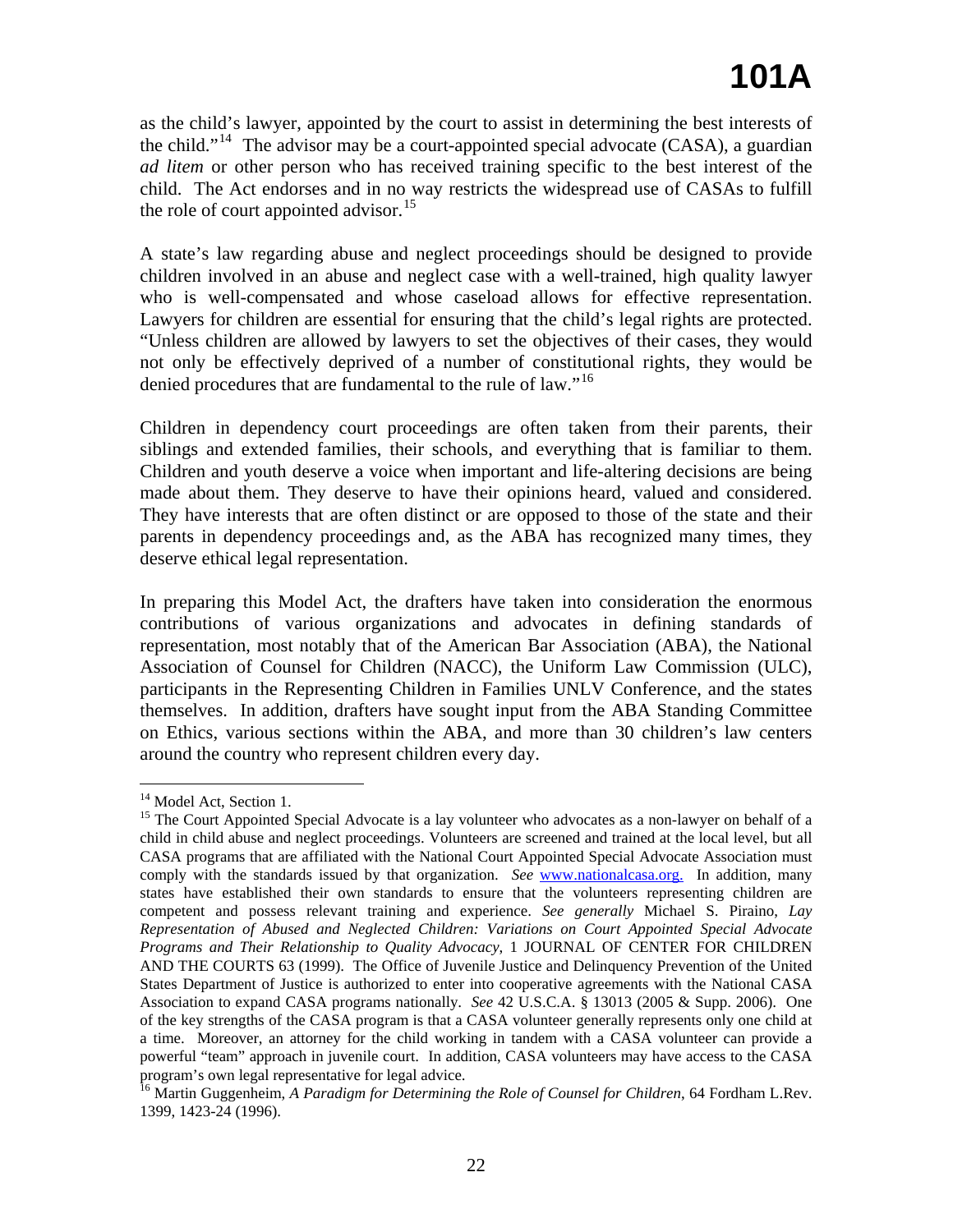as the child's lawyer, appointed by the court to assist in determining the best interests of the child."[14] The advisor may be a court-appointed special advocate (CASA), a guardian *ad litem* or other person who has received training specific to the best interest of the child. The Act endorses and in no way restricts the widespread use of CASAs to fulfill the role of court appointed advisor.[15]

A state's law regarding abuse and neglect proceedings should be designed to provide children involved in an abuse and neglect case with a well-trained, high quality lawyer who is well-compensated and whose caseload allows for effective representation. Lawyers for children are essential for ensuring that the child's legal rights are protected. "Unless children are allowed by lawyers to set the objectives of their cases, they would not only be effectively deprived of a number of constitutional rights, they would be denied procedures that are fundamental to the rule of law."[16]

Children in dependency court proceedings are often taken from their parents, their siblings and extended families, their schools, and everything that is familiar to them. Children and youth deserve a voice when important and life-altering decisions are being made about them. They deserve to have their opinions heard, valued and considered. They have interests that are often distinct or are opposed to those of the state and their parents in dependency proceedings and, as the ABA has recognized many times, they deserve ethical legal representation.

In preparing this Model Act, the drafters have taken into consideration the enormous contributions of various organizations and advocates in defining standards of representation, most notably that of the American Bar Association (ABA), the National Association of Counsel for Children (NACC), the Uniform Law Commission (ULC), participants in the Representing Children in Families UNLV Conference, and the states themselves. In addition, drafters have sought input from the ABA Standing Committee on Ethics, various sections within the ABA, and more than 30 children's law centers around the country who represent children every day.

---

[14] Model Act, Section 1.

[15] The Court Appointed Special Advocate is a lay volunteer who advocates as a non-lawyer on behalf of a child in child abuse and neglect proceedings. Volunteers are screened and trained at the local level, but all CASA programs that are affiliated with the National Court Appointed Special Advocate Association must comply with the standards issued by that organization. *See* www.nationalcasa.org. In addition, many states have established their own standards to ensure that the volunteers representing children are competent and possess relevant training and experience. *See generally* Michael S. Piraino, *Lay Representation of Abused and Neglected Children: Variations on Court Appointed Special Advocate Programs and Their Relationship to Quality Advocacy*, 1 JOURNAL OF CENTER FOR CHILDREN AND THE COURTS 63 (1999). The Office of Juvenile Justice and Delinquency Prevention of the United States Department of Justice is authorized to enter into cooperative agreements with the National CASA Association to expand CASA programs nationally. *See* 42 U.S.C.A. § 13013 (2005 & Supp. 2006). One of the key strengths of the CASA program is that a CASA volunteer generally represents only one child at a time. Moreover, an attorney for the child working in tandem with a CASA volunteer can provide a powerful "team" approach in juvenile court. In addition, CASA volunteers may have access to the CASA program's own legal representative for legal advice.

[16] Martin Guggenheim, *A Paradigm for Determining the Role of Counsel for Children*, 64 Fordham L.Rev. 1399, 1423-24 (1996).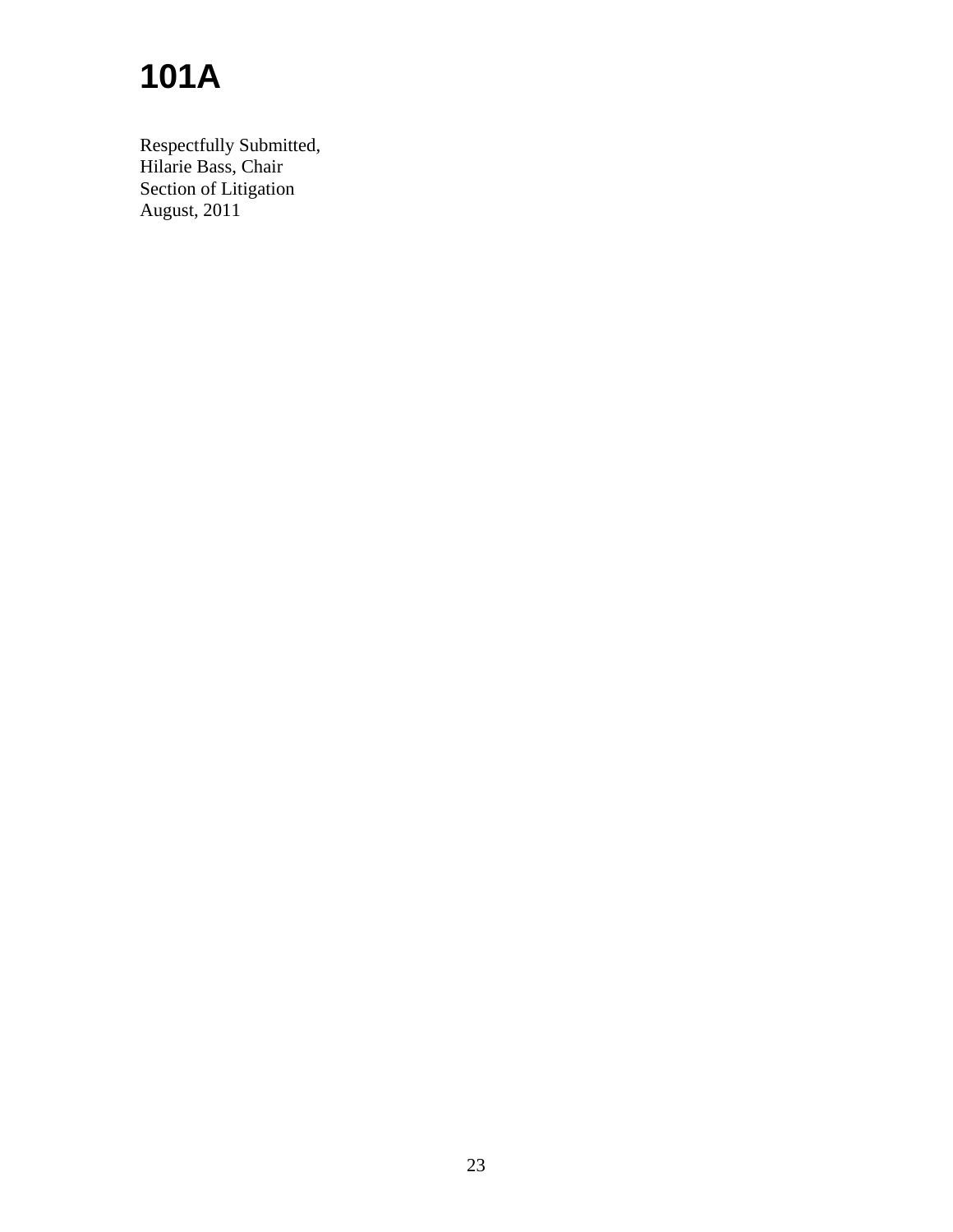# 101A

Respectfully Submitted,
Hilarie Bass, Chair
Section of Litigation
August, 2011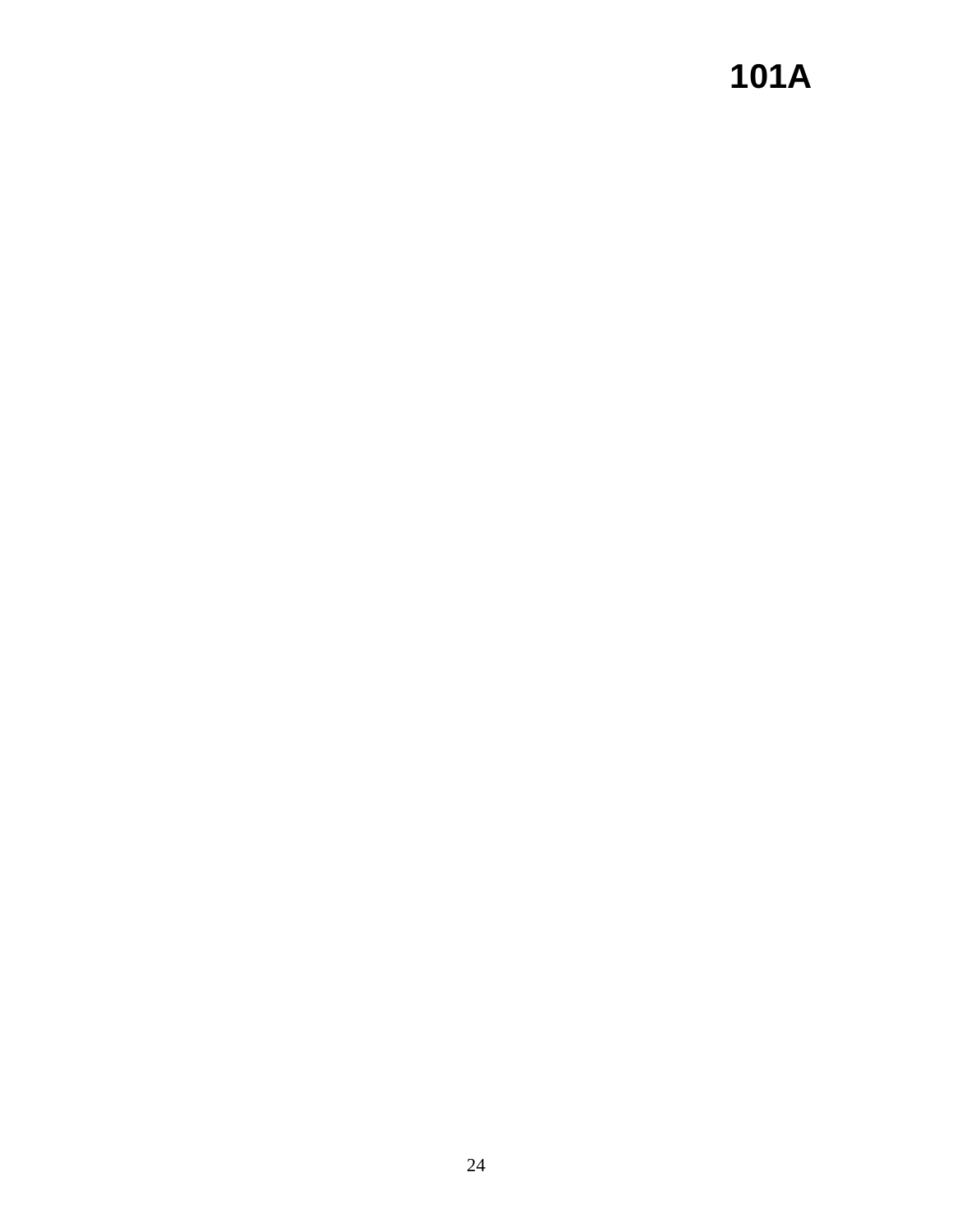**101A**